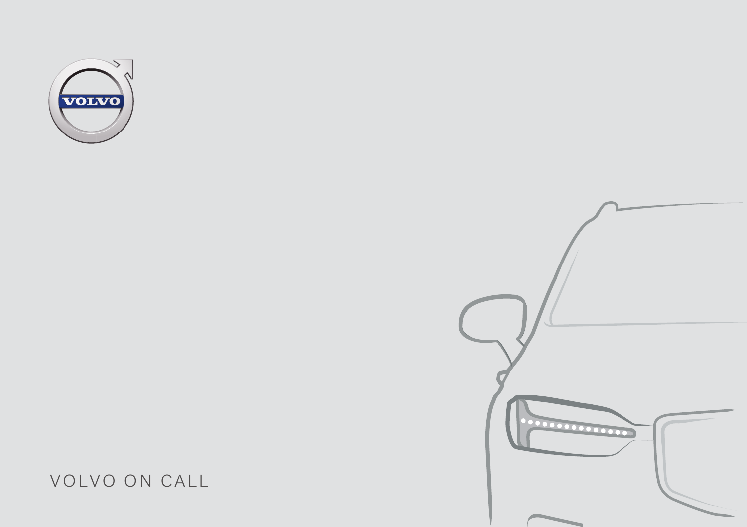# VOLVO ON CALL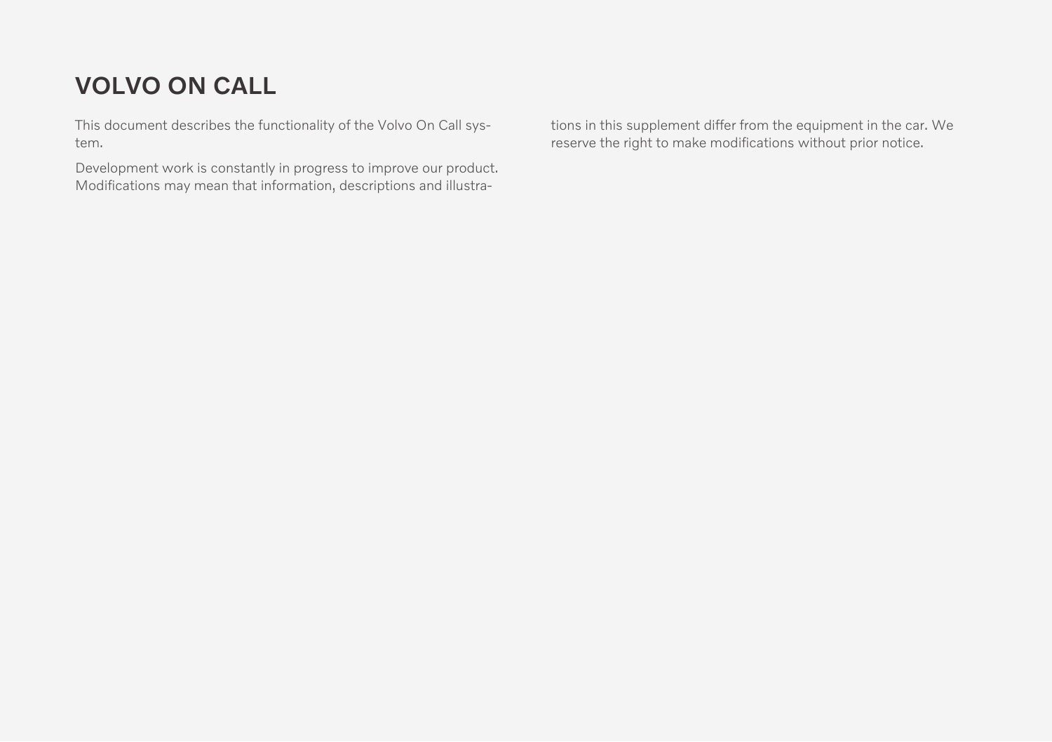# VOLVO ON CALL

This document describes the functionality of the Volvo On Call system.

Development work is constantly in progress to improve our product. Modifications may mean that information, descriptions and illustrations in this supplement differ from the equipment in the car. We reserve the right to make modifications without prior notice.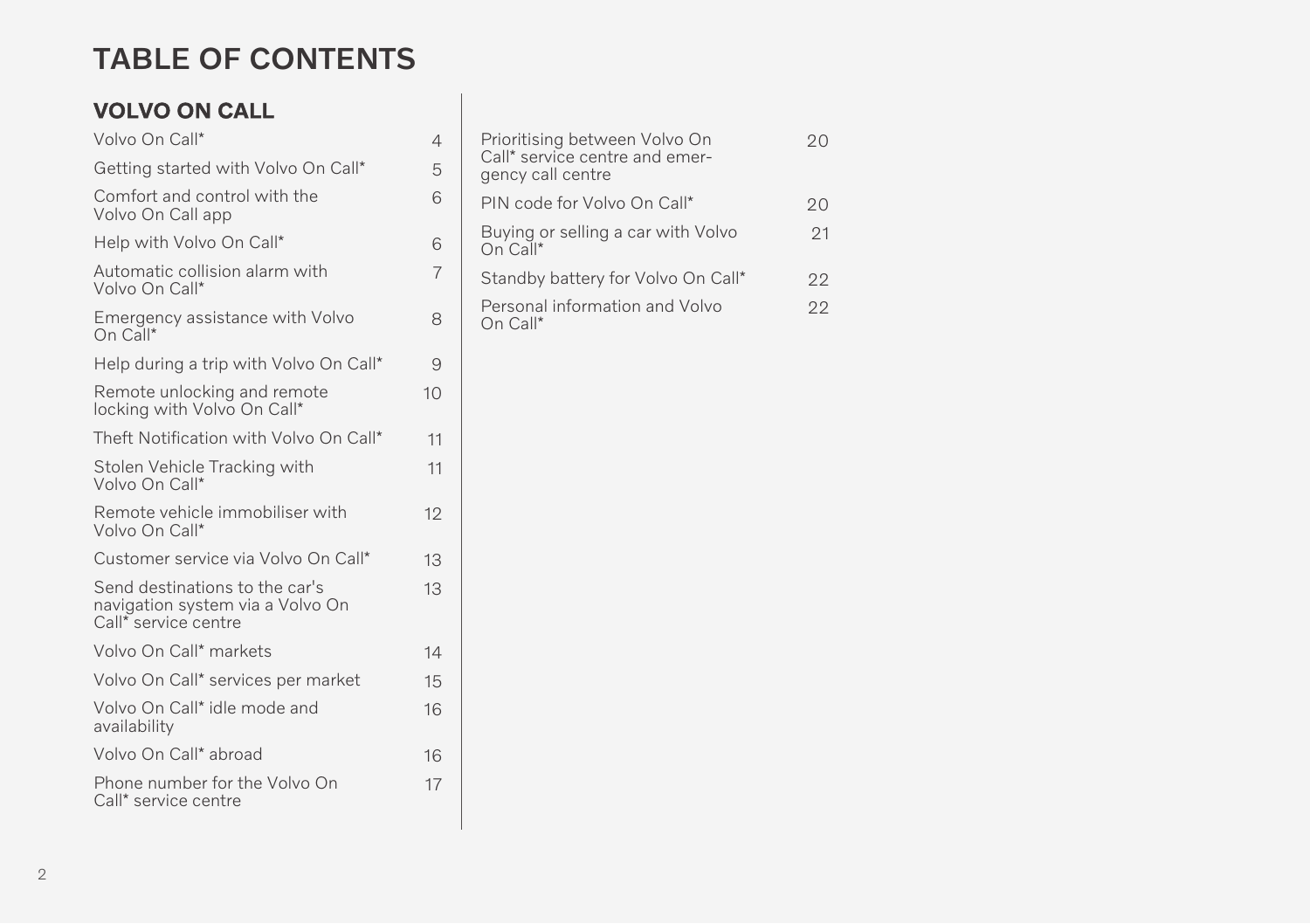# TABLE OF CONTENTS

## VOLVO ON CALL

| | |
|---|---|
| Volvo On Call* | 4 |
| Getting started with Volvo On Call* | 5 |
| Comfort and control with the Volvo On Call app | 6 |
| Help with Volvo On Call* | 6 |
| Automatic collision alarm with Volvo On Call* | 7 |
| Emergency assistance with Volvo On Call* | 8 |
| Help during a trip with Volvo On Call* | 9 |
| Remote unlocking and remote locking with Volvo On Call* | 10 |
| Theft Notification with Volvo On Call* | 11 |
| Stolen Vehicle Tracking with Volvo On Call* | 11 |
| Remote vehicle immobiliser with Volvo On Call* | 12 |
| Customer service via Volvo On Call* | 13 |
| Send destinations to the car's navigation system via a Volvo On Call* service centre | 13 |
| Volvo On Call* markets | 14 |
| Volvo On Call* services per market | 15 |
| Volvo On Call* idle mode and availability | 16 |
| Volvo On Call* abroad | 16 |
| Phone number for the Volvo On Call* service centre | 17 |
| Prioritising between Volvo On Call* service centre and emergency call centre | 20 |
| PIN code for Volvo On Call* | 20 |
| Buying or selling a car with Volvo On Call* | 21 |
| Standby battery for Volvo On Call* | 22 |
| Personal information and Volvo On Call* | 22 |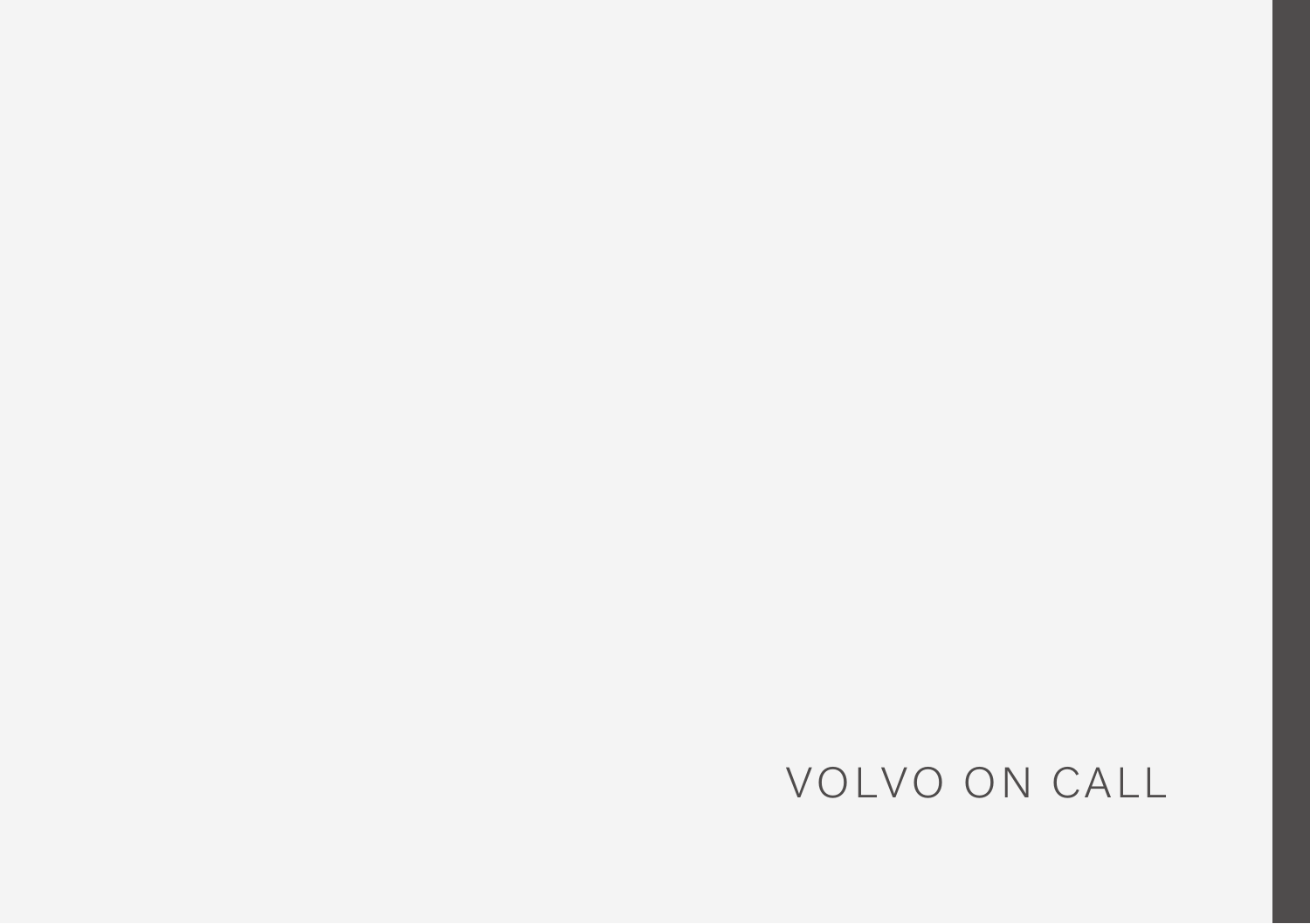# VOLVO ON CALL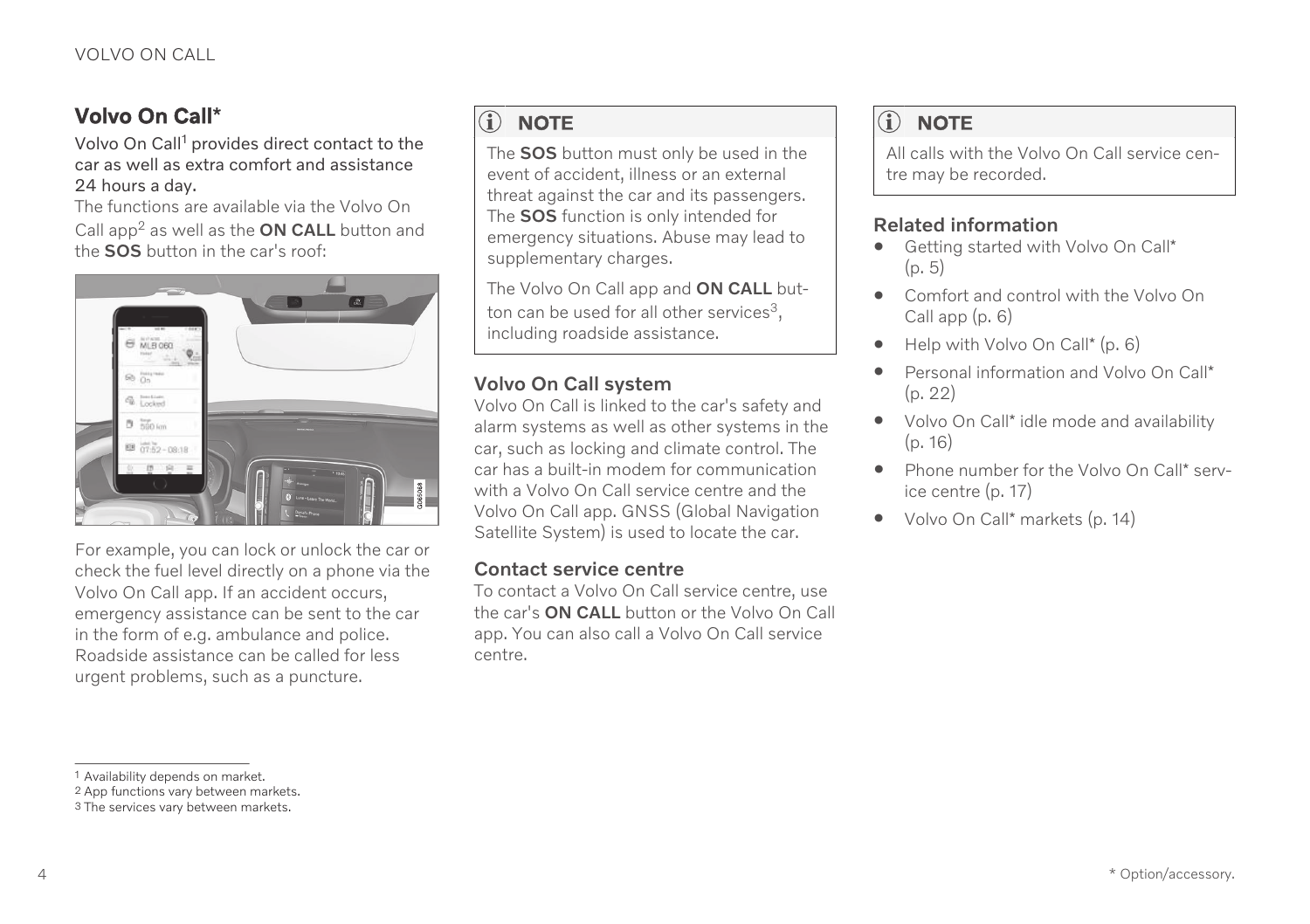## Volvo On Call*

**Volvo On Call[1] provides direct contact to the car as well as extra comfort and assistance 24 hours a day.**

The functions are available via the Volvo On Call app[2] as well as the **ON CALL** button and the **SOS** button in the car's roof:

For example, you can lock or unlock the car or check the fuel level directly on a phone via the Volvo On Call app. If an accident occurs, emergency assistance can be sent to the car in the form of e.g. ambulance and police. Roadside assistance can be called for less urgent problems, such as a puncture.

> **NOTE**
>
> The **SOS** button must only be used in the event of accident, illness or an external threat against the car and its passengers. The **SOS** function is only intended for emergency situations. Abuse may lead to supplementary charges.
>
> The Volvo On Call app and **ON CALL** button can be used for all other services[3], including roadside assistance.

### Volvo On Call system

Volvo On Call is linked to the car's safety and alarm systems as well as other systems in the car, such as locking and climate control. The car has a built-in modem for communication with a Volvo On Call service centre and the Volvo On Call app. GNSS (Global Navigation Satellite System) is used to locate the car.

### Contact service centre

To contact a Volvo On Call service centre, use the car's **ON CALL** button or the Volvo On Call app. You can also call a Volvo On Call service centre.

> **NOTE**
>
> All calls with the Volvo On Call service centre may be recorded.

### Related information

- Getting started with Volvo On Call* (p. 5)
- Comfort and control with the Volvo On Call app (p. 6)
- Help with Volvo On Call* (p. 6)
- Personal information and Volvo On Call* (p. 22)
- Volvo On Call* idle mode and availability (p. 16)
- Phone number for the Volvo On Call* service centre (p. 17)
- Volvo On Call* markets (p. 14)

---

1 Availability depends on market.
2 App functions vary between markets.
3 The services vary between markets.

\* Option/accessory.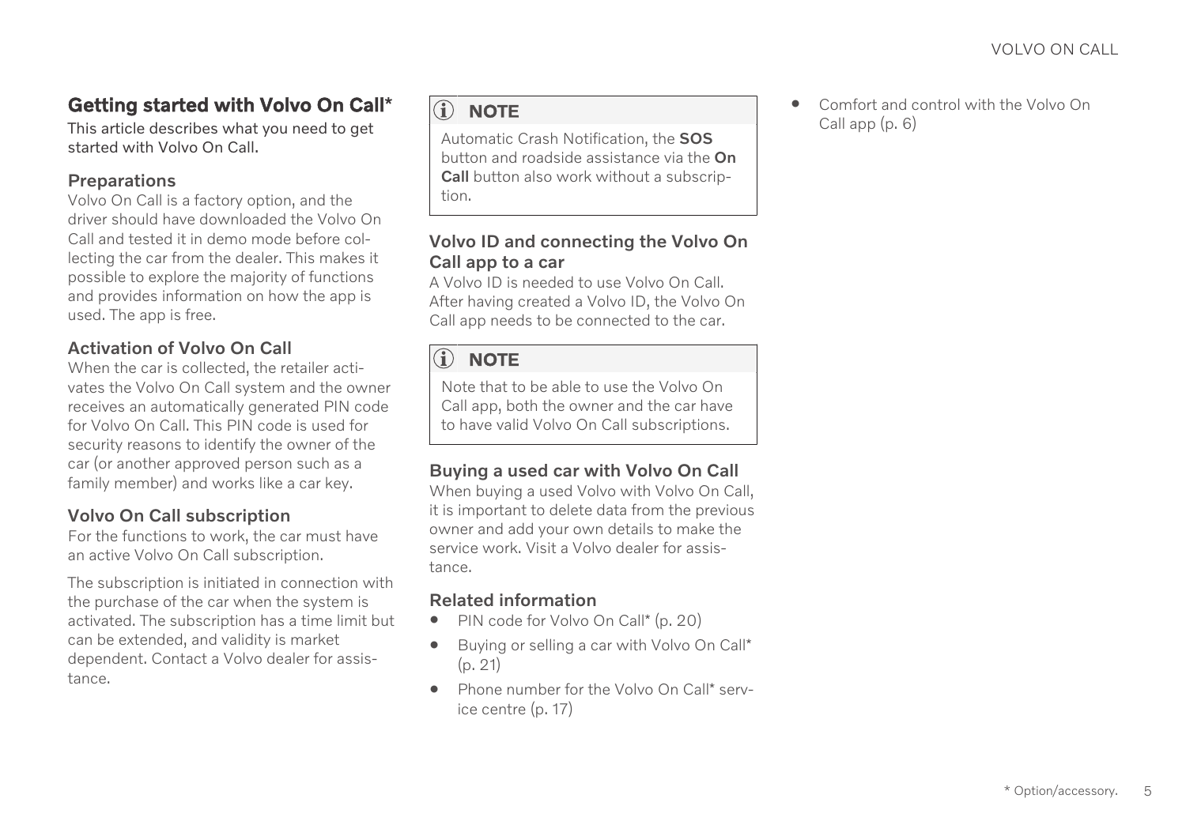## Getting started with Volvo On Call*

This article describes what you need to get started with Volvo On Call.

### Preparations

Volvo On Call is a factory option, and the driver should have downloaded the Volvo On Call and tested it in demo mode before collecting the car from the dealer. This makes it possible to explore the majority of functions and provides information on how the app is used. The app is free.

### Activation of Volvo On Call

When the car is collected, the retailer activates the Volvo On Call system and the owner receives an automatically generated PIN code for Volvo On Call. This PIN code is used for security reasons to identify the owner of the car (or another approved person such as a family member) and works like a car key.

### Volvo On Call subscription

For the functions to work, the car must have an active Volvo On Call subscription.

The subscription is initiated in connection with the purchase of the car when the system is activated. The subscription has a time limit but can be extended, and validity is market dependent. Contact a Volvo dealer for assistance.

> **NOTE**
>
> Automatic Crash Notification, the **SOS** button and roadside assistance via the **On Call** button also work without a subscription.

### Volvo ID and connecting the Volvo On Call app to a car

A Volvo ID is needed to use Volvo On Call. After having created a Volvo ID, the Volvo On Call app needs to be connected to the car.

> **NOTE**
>
> Note that to be able to use the Volvo On Call app, both the owner and the car have to have valid Volvo On Call subscriptions.

### Buying a used car with Volvo On Call

When buying a used Volvo with Volvo On Call, it is important to delete data from the previous owner and add your own details to make the service work. Visit a Volvo dealer for assistance.

### Related information

- PIN code for Volvo On Call* (p. 20)
- Buying or selling a car with Volvo On Call* (p. 21)
- Phone number for the Volvo On Call* service centre (p. 17)
- Comfort and control with the Volvo On Call app (p. 6)

* Option/accessory.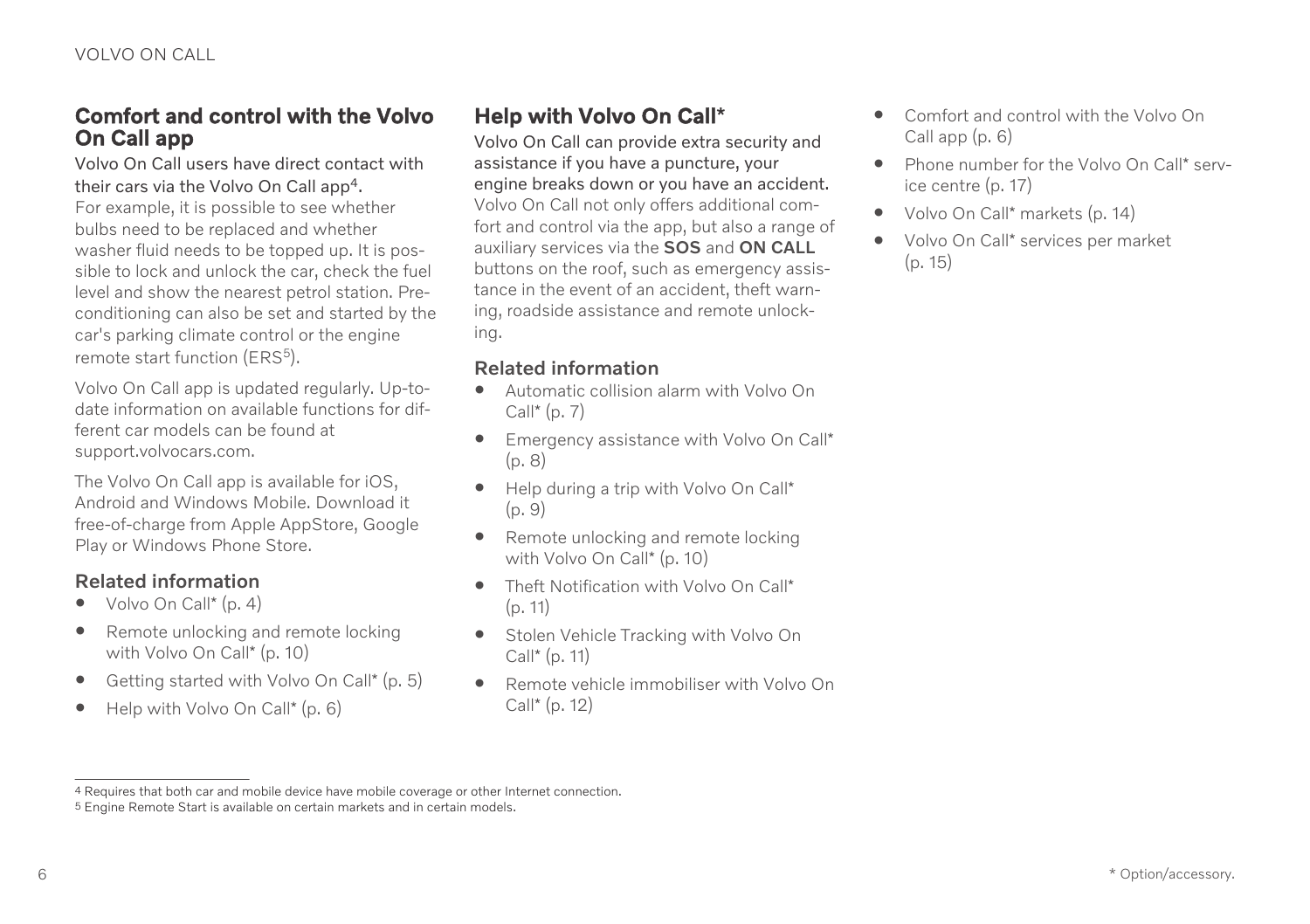## Comfort and control with the Volvo On Call app

Volvo On Call users have direct contact with their cars via the Volvo On Call app[4].

For example, it is possible to see whether bulbs need to be replaced and whether washer fluid needs to be topped up. It is possible to lock and unlock the car, check the fuel level and show the nearest petrol station. Preconditioning can also be set and started by the car's parking climate control or the engine remote start function (ERS[5]).

Volvo On Call app is updated regularly. Up-to-date information on available functions for different car models can be found at support.volvocars.com.

The Volvo On Call app is available for iOS, Android and Windows Mobile. Download it free-of-charge from Apple AppStore, Google Play or Windows Phone Store.

### Related information

- Volvo On Call* (p. 4)
- Remote unlocking and remote locking with Volvo On Call* (p. 10)
- Getting started with Volvo On Call* (p. 5)
- Help with Volvo On Call* (p. 6)

## Help with Volvo On Call*

Volvo On Call can provide extra security and assistance if you have a puncture, your engine breaks down or you have an accident.

Volvo On Call not only offers additional comfort and control via the app, but also a range of auxiliary services via the **SOS** and **ON CALL** buttons on the roof, such as emergency assistance in the event of an accident, theft warning, roadside assistance and remote unlocking.

### Related information

- Automatic collision alarm with Volvo On Call* (p. 7)
- Emergency assistance with Volvo On Call* (p. 8)
- Help during a trip with Volvo On Call* (p. 9)
- Remote unlocking and remote locking with Volvo On Call* (p. 10)
- Theft Notification with Volvo On Call* (p. 11)
- Stolen Vehicle Tracking with Volvo On Call* (p. 11)
- Remote vehicle immobiliser with Volvo On Call* (p. 12)
- Comfort and control with the Volvo On Call app (p. 6)
- Phone number for the Volvo On Call* service centre (p. 17)
- Volvo On Call* markets (p. 14)
- Volvo On Call* services per market (p. 15)

---

[4] Requires that both car and mobile device have mobile coverage or other Internet connection.

[5] Engine Remote Start is available on certain markets and in certain models.

\* Option/accessory.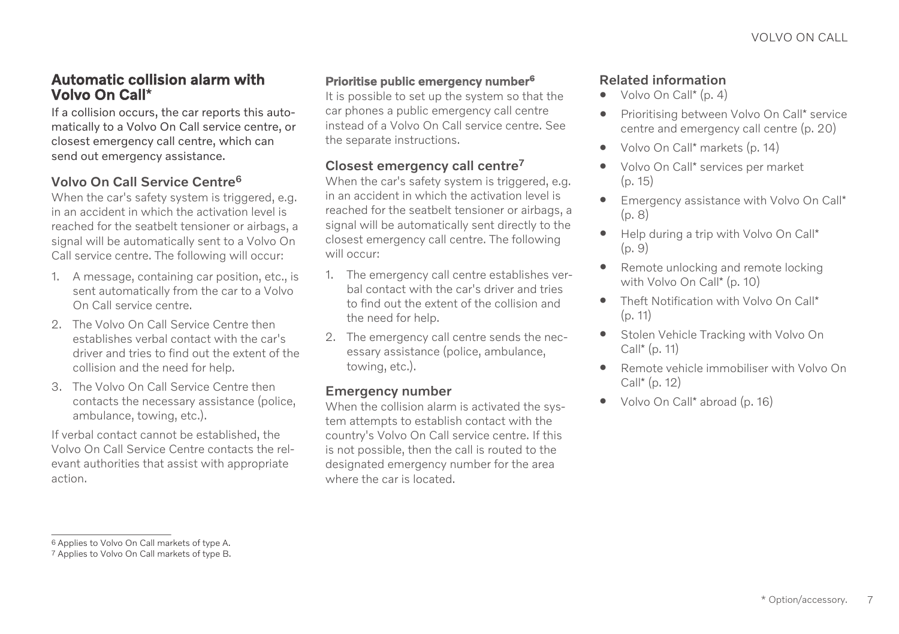## Automatic collision alarm with Volvo On Call*

If a collision occurs, the car reports this automatically to a Volvo On Call service centre, or closest emergency call centre, which can send out emergency assistance.

### Volvo On Call Service Centre[6]

When the car's safety system is triggered, e.g. in an accident in which the activation level is reached for the seatbelt tensioner or airbags, a signal will be automatically sent to a Volvo On Call service centre. The following will occur:

1. A message, containing car position, etc., is sent automatically from the car to a Volvo On Call service centre.
2. The Volvo On Call Service Centre then establishes verbal contact with the car's driver and tries to find out the extent of the collision and the need for help.
3. The Volvo On Call Service Centre then contacts the necessary assistance (police, ambulance, towing, etc.).

If verbal contact cannot be established, the Volvo On Call Service Centre contacts the relevant authorities that assist with appropriate action.

#### Prioritise public emergency number[6]

It is possible to set up the system so that the car phones a public emergency call centre instead of a Volvo On Call service centre. See the separate instructions.

### Closest emergency call centre[7]

When the car's safety system is triggered, e.g. in an accident in which the activation level is reached for the seatbelt tensioner or airbags, a signal will be automatically sent directly to the closest emergency call centre. The following will occur:

1. The emergency call centre establishes verbal contact with the car's driver and tries to find out the extent of the collision and the need for help.
2. The emergency call centre sends the necessary assistance (police, ambulance, towing, etc.).

### Emergency number

When the collision alarm is activated the system attempts to establish contact with the country's Volvo On Call service centre. If this is not possible, then the call is routed to the designated emergency number for the area where the car is located.

### Related information

- Volvo On Call* (p. 4)
- Prioritising between Volvo On Call* service centre and emergency call centre (p. 20)
- Volvo On Call* markets (p. 14)
- Volvo On Call* services per market (p. 15)
- Emergency assistance with Volvo On Call* (p. 8)
- Help during a trip with Volvo On Call* (p. 9)
- Remote unlocking and remote locking with Volvo On Call* (p. 10)
- Theft Notification with Volvo On Call* (p. 11)
- Stolen Vehicle Tracking with Volvo On Call* (p. 11)
- Remote vehicle immobiliser with Volvo On Call* (p. 12)
- Volvo On Call* abroad (p. 16)

---

[6] Applies to Volvo On Call markets of type A.

[7] Applies to Volvo On Call markets of type B.

* Option/accessory.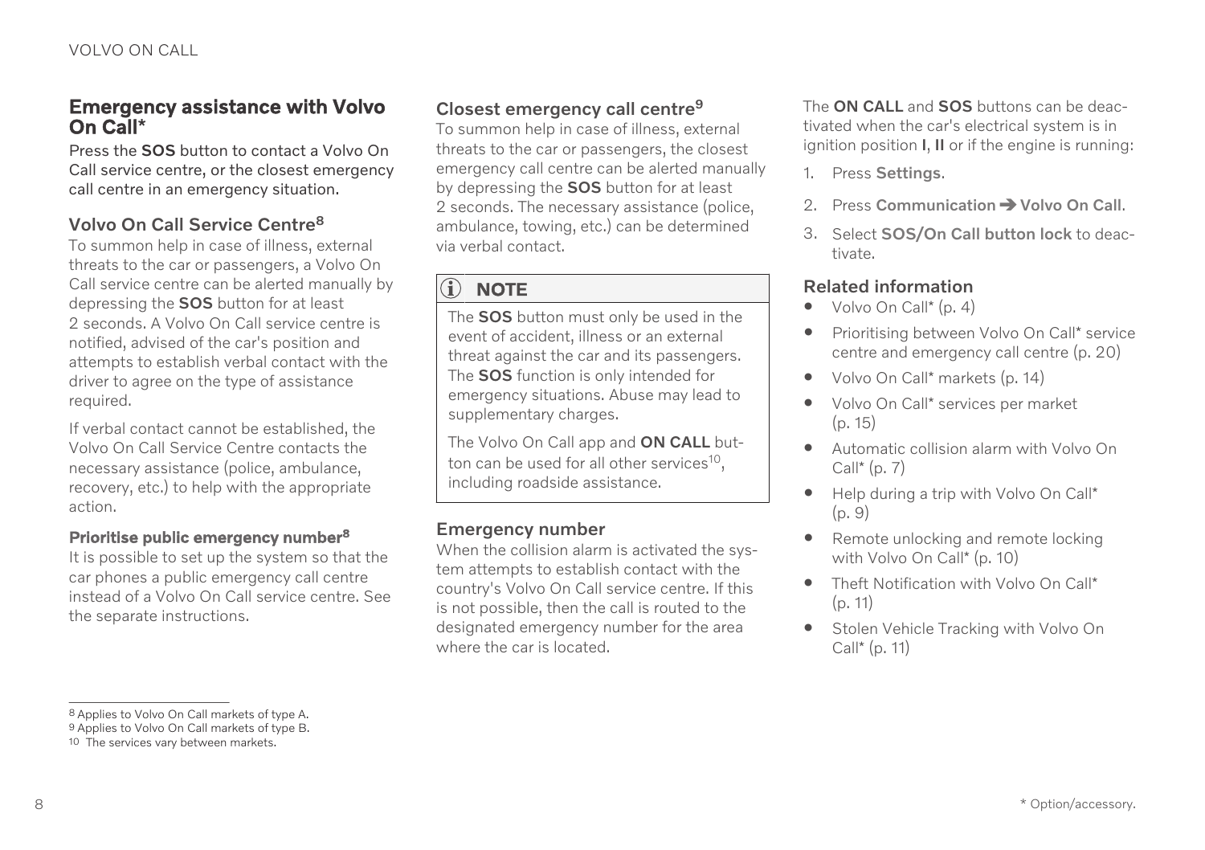## Emergency assistance with Volvo On Call*

**Press the SOS button to contact a Volvo On Call service centre, or the closest emergency call centre in an emergency situation.**

### Volvo On Call Service Centre[8]

To summon help in case of illness, external threats to the car or passengers, a Volvo On Call service centre can be alerted manually by depressing the **SOS** button for at least 2 seconds. A Volvo On Call service centre is notified, advised of the car's position and attempts to establish verbal contact with the driver to agree on the type of assistance required.

If verbal contact cannot be established, the Volvo On Call Service Centre contacts the necessary assistance (police, ambulance, recovery, etc.) to help with the appropriate action.

#### Prioritise public emergency number[8]

It is possible to set up the system so that the car phones a public emergency call centre instead of a Volvo On Call service centre. See the separate instructions.

### Closest emergency call centre[9]

To summon help in case of illness, external threats to the car or passengers, the closest emergency call centre can be alerted manually by depressing the **SOS** button for at least 2 seconds. The necessary assistance (police, ambulance, towing, etc.) can be determined via verbal contact.

> **NOTE**
>
> The **SOS** button must only be used in the event of accident, illness or an external threat against the car and its passengers. The **SOS** function is only intended for emergency situations. Abuse may lead to supplementary charges.
>
> The Volvo On Call app and **ON CALL** button can be used for all other services[10], including roadside assistance.

### Emergency number

When the collision alarm is activated the system attempts to establish contact with the country's Volvo On Call service centre. If this is not possible, then the call is routed to the designated emergency number for the area where the car is located.

The **ON CALL** and **SOS** buttons can be deactivated when the car's electrical system is in ignition position **I**, **II** or if the engine is running:

1. Press **Settings**.
2. Press **Communication** ➔ **Volvo On Call**.
3. Select **SOS/On Call button lock** to deactivate.

### Related information

- Volvo On Call* (p. 4)
- Prioritising between Volvo On Call* service centre and emergency call centre (p. 20)
- Volvo On Call* markets (p. 14)
- Volvo On Call* services per market (p. 15)
- Automatic collision alarm with Volvo On Call* (p. 7)
- Help during a trip with Volvo On Call* (p. 9)
- Remote unlocking and remote locking with Volvo On Call* (p. 10)
- Theft Notification with Volvo On Call* (p. 11)
- Stolen Vehicle Tracking with Volvo On Call* (p. 11)

---

8 Applies to Volvo On Call markets of type A.
9 Applies to Volvo On Call markets of type B.
10 The services vary between markets.

* Option/accessory.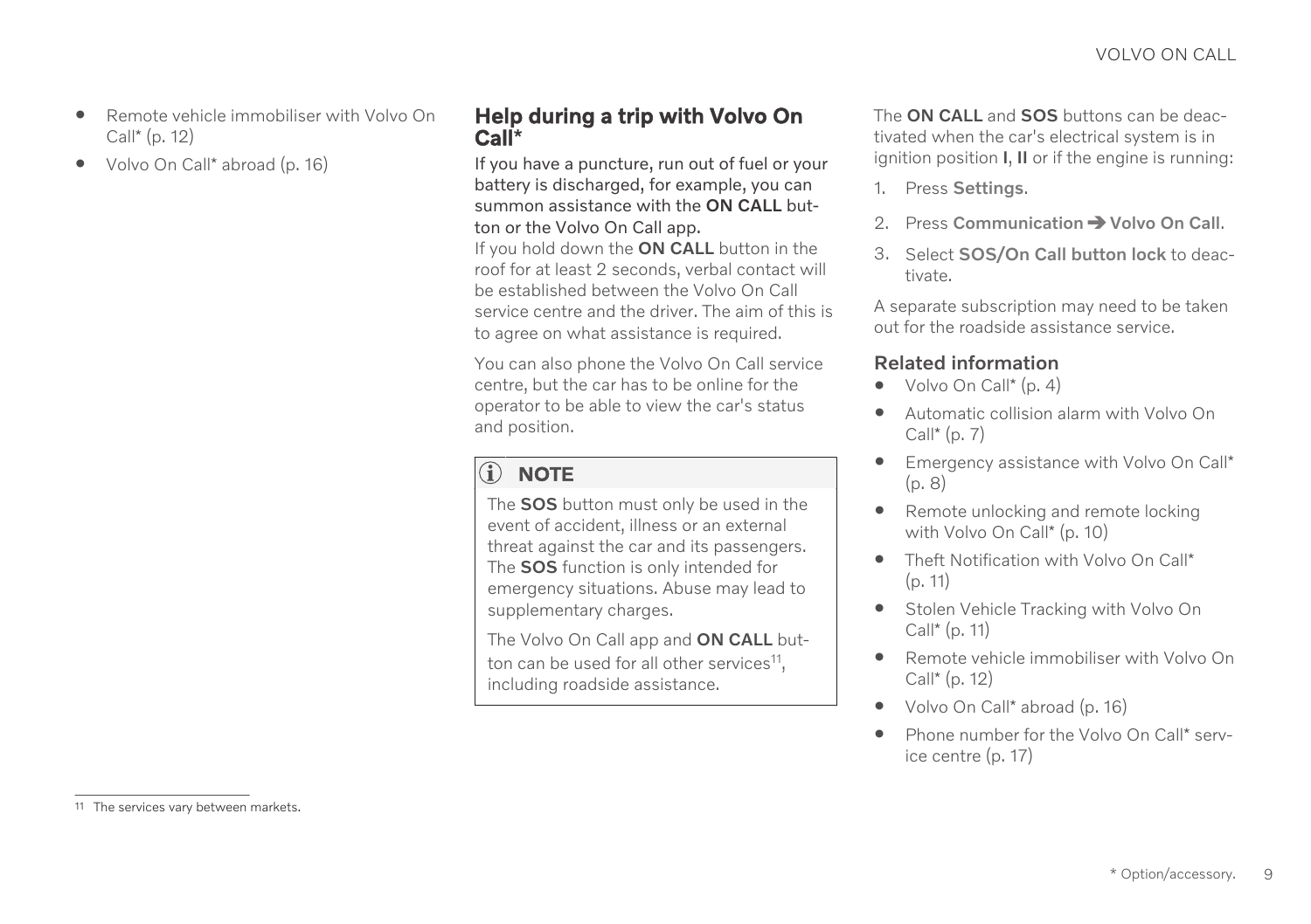- Remote vehicle immobiliser with Volvo On Call* (p. 12)
- Volvo On Call* abroad (p. 16)

## Help during a trip with Volvo On Call*

**If you have a puncture, run out of fuel or your battery is discharged, for example, you can summon assistance with the ON CALL button or the Volvo On Call app.**

If you hold down the **ON CALL** button in the roof for at least 2 seconds, verbal contact will be established between the Volvo On Call service centre and the driver. The aim of this is to agree on what assistance is required.

You can also phone the Volvo On Call service centre, but the car has to be online for the operator to be able to view the car's status and position.

> **NOTE**
>
> The **SOS** button must only be used in the event of accident, illness or an external threat against the car and its passengers. The **SOS** function is only intended for emergency situations. Abuse may lead to supplementary charges.
>
> The Volvo On Call app and **ON CALL** button can be used for all other services[11], including roadside assistance.

The **ON CALL** and **SOS** buttons can be deactivated when the car's electrical system is in ignition position **I**, **II** or if the engine is running:

1. Press **Settings**.
2. Press **Communication** ➔ **Volvo On Call**.
3. Select **SOS/On Call button lock** to deactivate.

A separate subscription may need to be taken out for the roadside assistance service.

### Related information

- Volvo On Call* (p. 4)
- Automatic collision alarm with Volvo On Call* (p. 7)
- Emergency assistance with Volvo On Call* (p. 8)
- Remote unlocking and remote locking with Volvo On Call* (p. 10)
- Theft Notification with Volvo On Call* (p. 11)
- Stolen Vehicle Tracking with Volvo On Call* (p. 11)
- Remote vehicle immobiliser with Volvo On Call* (p. 12)
- Volvo On Call* abroad (p. 16)
- Phone number for the Volvo On Call* service centre (p. 17)

[11] The services vary between markets.

* Option/accessory.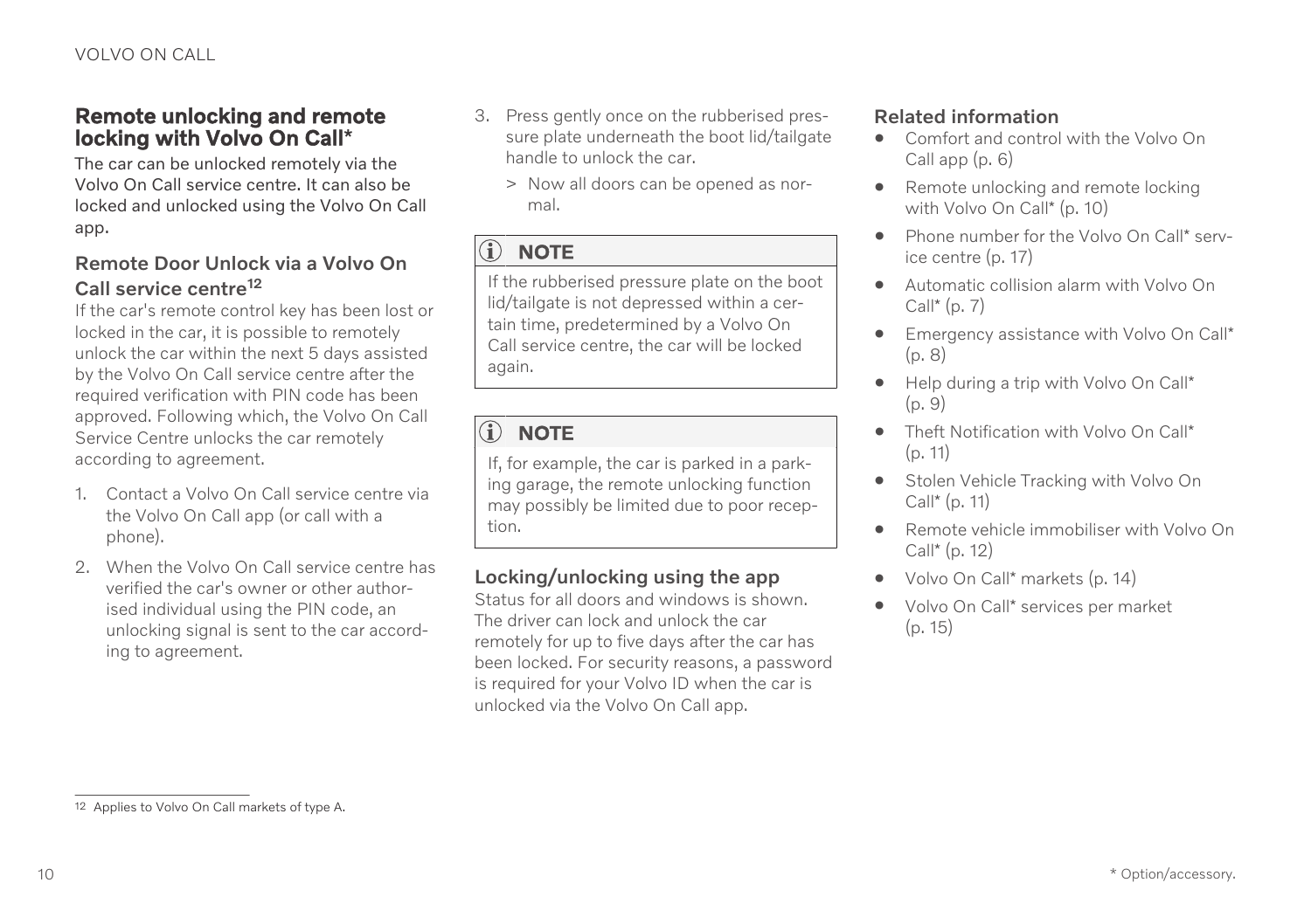## Remote unlocking and remote locking with Volvo On Call*

The car can be unlocked remotely via the Volvo On Call service centre. It can also be locked and unlocked using the Volvo On Call app.

### Remote Door Unlock via a Volvo On Call service centre[12]

If the car's remote control key has been lost or locked in the car, it is possible to remotely unlock the car within the next 5 days assisted by the Volvo On Call service centre after the required verification with PIN code has been approved. Following which, the Volvo On Call Service Centre unlocks the car remotely according to agreement.

1. Contact a Volvo On Call service centre via the Volvo On Call app (or call with a phone).
2. When the Volvo On Call service centre has verified the car's owner or other authorised individual using the PIN code, an unlocking signal is sent to the car according to agreement.
3. Press gently once on the rubberised pressure plate underneath the boot lid/tailgate handle to unlock the car.
   > Now all doors can be opened as normal.

> **NOTE**
>
> If the rubberised pressure plate on the boot lid/tailgate is not depressed within a certain time, predetermined by a Volvo On Call service centre, the car will be locked again.

> **NOTE**
>
> If, for example, the car is parked in a parking garage, the remote unlocking function may possibly be limited due to poor reception.

### Locking/unlocking using the app

Status for all doors and windows is shown. The driver can lock and unlock the car remotely for up to five days after the car has been locked. For security reasons, a password is required for your Volvo ID when the car is unlocked via the Volvo On Call app.

### Related information

- Comfort and control with the Volvo On Call app (p. 6)
- Remote unlocking and remote locking with Volvo On Call* (p. 10)
- Phone number for the Volvo On Call* service centre (p. 17)
- Automatic collision alarm with Volvo On Call* (p. 7)
- Emergency assistance with Volvo On Call* (p. 8)
- Help during a trip with Volvo On Call* (p. 9)
- Theft Notification with Volvo On Call* (p. 11)
- Stolen Vehicle Tracking with Volvo On Call* (p. 11)
- Remote vehicle immobiliser with Volvo On Call* (p. 12)
- Volvo On Call* markets (p. 14)
- Volvo On Call* services per market (p. 15)

---

[12] Applies to Volvo On Call markets of type A.

* Option/accessory.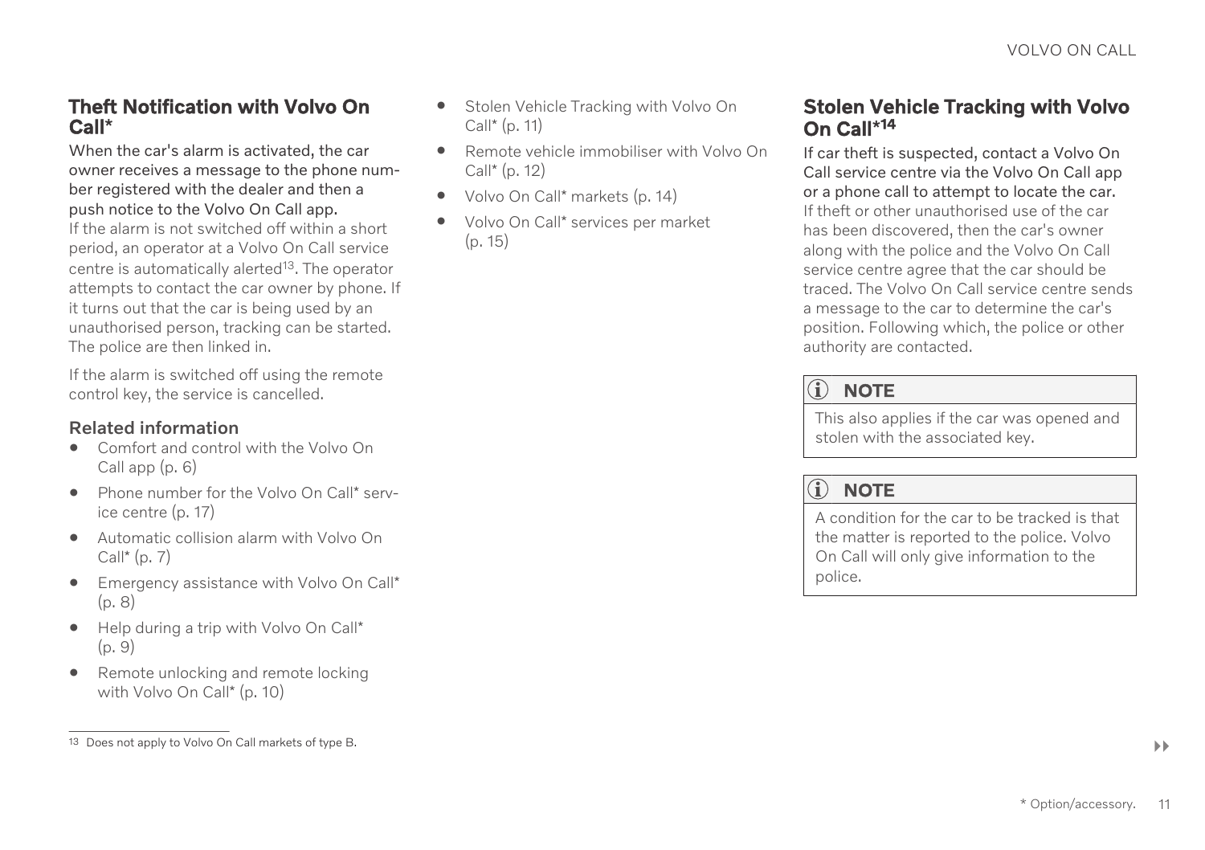## Theft Notification with Volvo On Call*

**When the car's alarm is activated, the car owner receives a message to the phone number registered with the dealer and then a push notice to the Volvo On Call app.**

If the alarm is not switched off within a short period, an operator at a Volvo On Call service centre is automatically alerted[13]. The operator attempts to contact the car owner by phone. If it turns out that the car is being used by an unauthorised person, tracking can be started. The police are then linked in.

If the alarm is switched off using the remote control key, the service is cancelled.

### Related information

- Comfort and control with the Volvo On Call app (p. 6)
- Phone number for the Volvo On Call* service centre (p. 17)
- Automatic collision alarm with Volvo On Call* (p. 7)
- Emergency assistance with Volvo On Call* (p. 8)
- Help during a trip with Volvo On Call* (p. 9)
- Remote unlocking and remote locking with Volvo On Call* (p. 10)
- Stolen Vehicle Tracking with Volvo On Call* (p. 11)
- Remote vehicle immobiliser with Volvo On Call* (p. 12)
- Volvo On Call* markets (p. 14)
- Volvo On Call* services per market (p. 15)

[13] Does not apply to Volvo On Call markets of type B.

## Stolen Vehicle Tracking with Volvo On Call*[14]

**If car theft is suspected, contact a Volvo On Call service centre via the Volvo On Call app or a phone call to attempt to locate the car.**

If theft or other unauthorised use of the car has been discovered, then the car's owner along with the police and the Volvo On Call service centre agree that the car should be traced. The Volvo On Call service centre sends a message to the car to determine the car's position. Following which, the police or other authority are contacted.

> **NOTE**
>
> This also applies if the car was opened and stolen with the associated key.

> **NOTE**
>
> A condition for the car to be tracked is that the matter is reported to the police. Volvo On Call will only give information to the police.

* Option/accessory.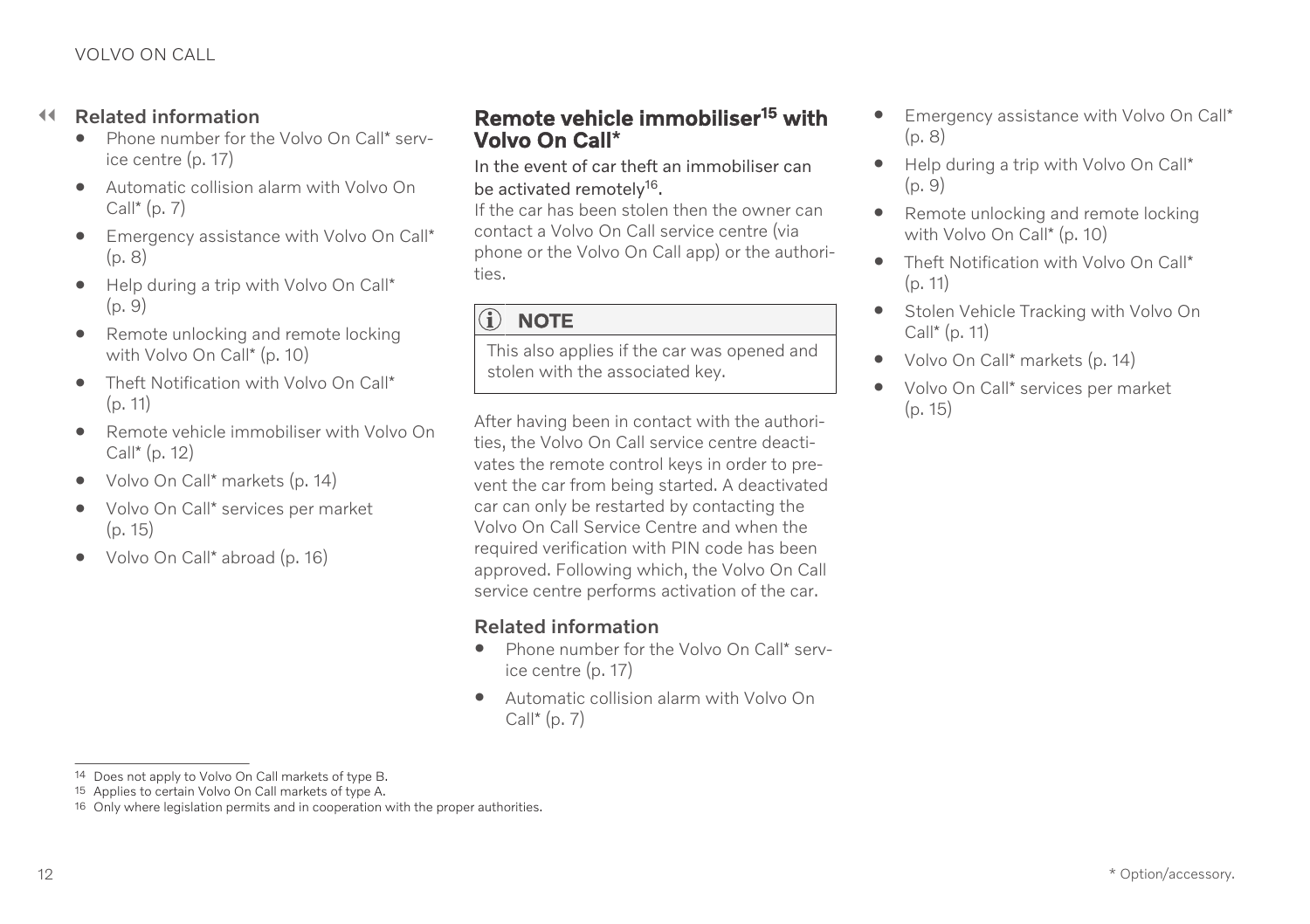### Related information

- Phone number for the Volvo On Call* service centre (p. 17)
- Automatic collision alarm with Volvo On Call* (p. 7)
- Emergency assistance with Volvo On Call* (p. 8)
- Help during a trip with Volvo On Call* (p. 9)
- Remote unlocking and remote locking with Volvo On Call* (p. 10)
- Theft Notification with Volvo On Call* (p. 11)
- Remote vehicle immobiliser with Volvo On Call* (p. 12)
- Volvo On Call* markets (p. 14)
- Volvo On Call* services per market (p. 15)
- Volvo On Call* abroad (p. 16)

## Remote vehicle immobiliser[15] with Volvo On Call*

In the event of car theft an immobiliser can be activated remotely[16].

If the car has been stolen then the owner can contact a Volvo On Call service centre (via phone or the Volvo On Call app) or the authorities.

> **NOTE**
>
> This also applies if the car was opened and stolen with the associated key.

After having been in contact with the authorities, the Volvo On Call service centre deactivates the remote control keys in order to prevent the car from being started. A deactivated car can only be restarted by contacting the Volvo On Call Service Centre and when the required verification with PIN code has been approved. Following which, the Volvo On Call service centre performs activation of the car.

### Related information

- Phone number for the Volvo On Call* service centre (p. 17)
- Automatic collision alarm with Volvo On Call* (p. 7)
- Emergency assistance with Volvo On Call* (p. 8)
- Help during a trip with Volvo On Call* (p. 9)
- Remote unlocking and remote locking with Volvo On Call* (p. 10)
- Theft Notification with Volvo On Call* (p. 11)
- Stolen Vehicle Tracking with Volvo On Call* (p. 11)
- Volvo On Call* markets (p. 14)
- Volvo On Call* services per market (p. 15)

---

14 Does not apply to Volvo On Call markets of type B.

15 Applies to certain Volvo On Call markets of type A.

16 Only where legislation permits and in cooperation with the proper authorities.

* Option/accessory.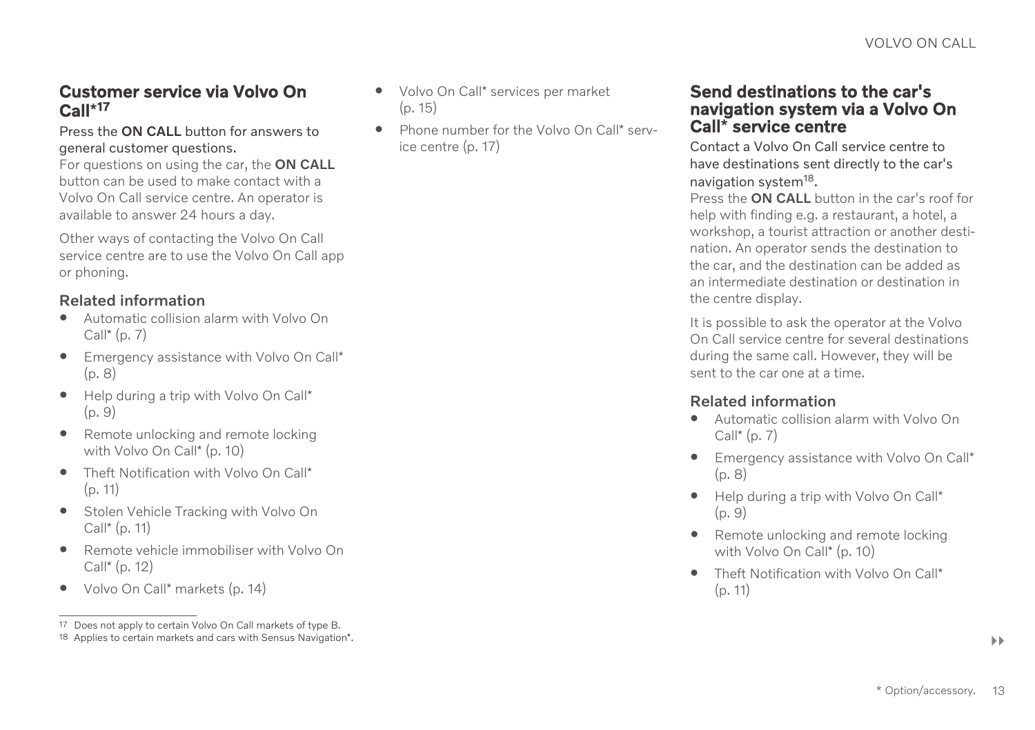## Customer service via Volvo On Call*[17]

Press the **ON CALL** button for answers to general customer questions.

For questions on using the car, the **ON CALL** button can be used to make contact with a Volvo On Call service centre. An operator is available to answer 24 hours a day.

Other ways of contacting the Volvo On Call service centre are to use the Volvo On Call app or phoning.

### Related information

- Automatic collision alarm with Volvo On Call* (p. 7)
- Emergency assistance with Volvo On Call* (p. 8)
- Help during a trip with Volvo On Call* (p. 9)
- Remote unlocking and remote locking with Volvo On Call* (p. 10)
- Theft Notification with Volvo On Call* (p. 11)
- Stolen Vehicle Tracking with Volvo On Call* (p. 11)
- Remote vehicle immobiliser with Volvo On Call* (p. 12)
- Volvo On Call* markets (p. 14)
- Volvo On Call* services per market (p. 15)
- Phone number for the Volvo On Call* service centre (p. 17)

[17] Does not apply to certain Volvo On Call markets of type B.

## Send destinations to the car's navigation system via a Volvo On Call* service centre

Contact a Volvo On Call service centre to have destinations sent directly to the car's navigation system[18].

Press the **ON CALL** button in the car's roof for help with finding e.g. a restaurant, a hotel, a workshop, a tourist attraction or another destination. An operator sends the destination to the car, and the destination can be added as an intermediate destination or destination in the centre display.

It is possible to ask the operator at the Volvo On Call service centre for several destinations during the same call. However, they will be sent to the car one at a time.

### Related information

- Automatic collision alarm with Volvo On Call* (p. 7)
- Emergency assistance with Volvo On Call* (p. 8)
- Help during a trip with Volvo On Call* (p. 9)
- Remote unlocking and remote locking with Volvo On Call* (p. 10)
- Theft Notification with Volvo On Call* (p. 11)

[18] Applies to certain markets and cars with Sensus Navigation*.

* Option/accessory.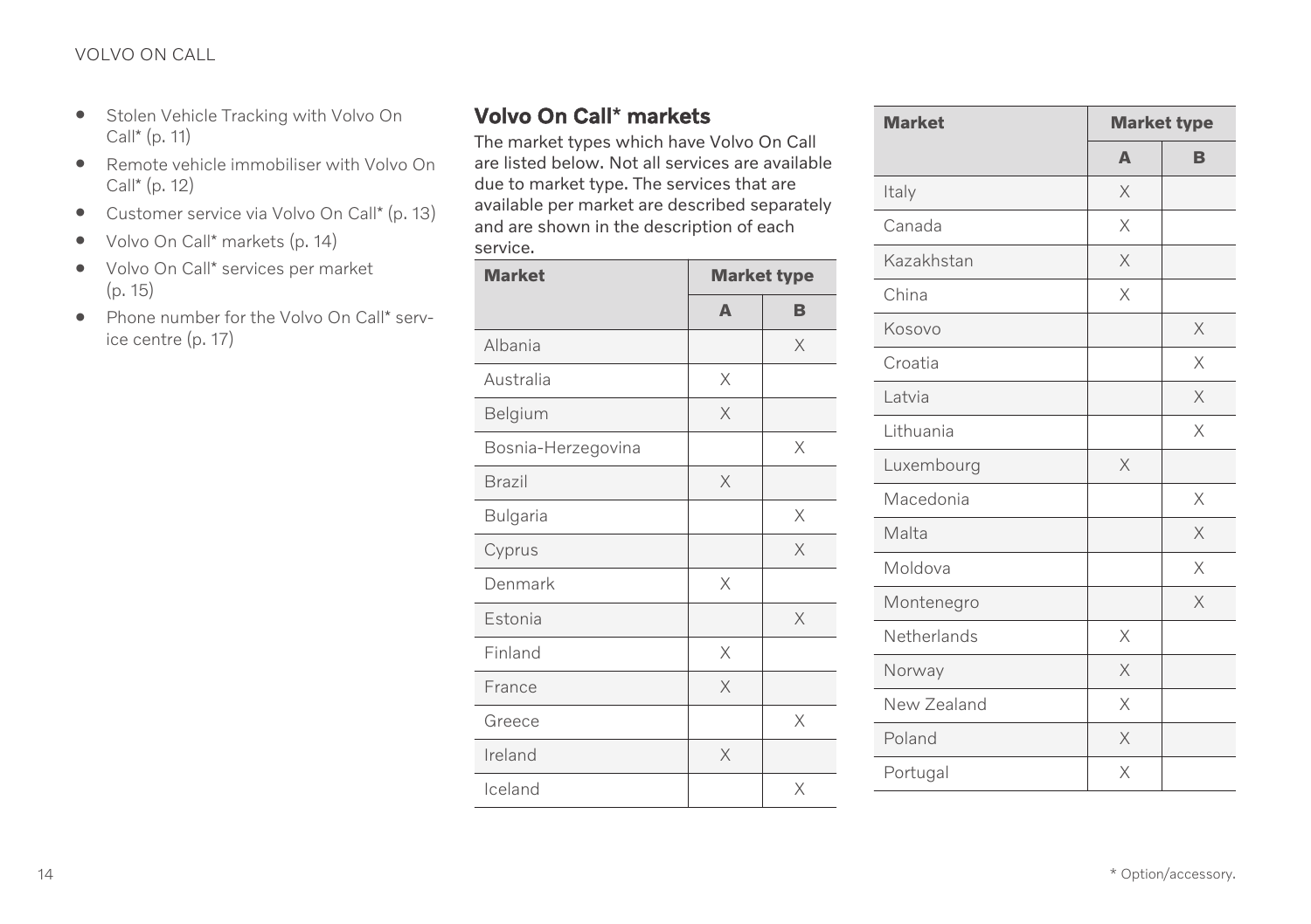- Stolen Vehicle Tracking with Volvo On Call* (p. 11)
- Remote vehicle immobiliser with Volvo On Call* (p. 12)
- Customer service via Volvo On Call* (p. 13)
- Volvo On Call* markets (p. 14)
- Volvo On Call* services per market (p. 15)
- Phone number for the Volvo On Call* service centre (p. 17)

## Volvo On Call* markets

The market types which have Volvo On Call are listed below. Not all services are available due to market type. The services that are available per market are described separately and are shown in the description of each service.

| Market | Market type | |
|---|---|---|
| | A | B |
| Albania | | X |
| Australia | X | |
| Belgium | X | |
| Bosnia-Herzegovina | | X |
| Brazil | X | |
| Bulgaria | | X |
| Cyprus | | X |
| Denmark | X | |
| Estonia | | X |
| Finland | X | |
| France | X | |
| Greece | | X |
| Ireland | X | |
| Iceland | | X |
| Italy | X | |
| Canada | X | |
| Kazakhstan | X | |
| China | X | |
| Kosovo | | X |
| Croatia | | X |
| Latvia | | X |
| Lithuania | | X |
| Luxembourg | X | |
| Macedonia | | X |
| Malta | | X |
| Moldova | | X |
| Montenegro | | X |
| Netherlands | X | |
| Norway | X | |
| New Zealand | X | |
| Poland | X | |
| Portugal | X | |

* Option/accessory.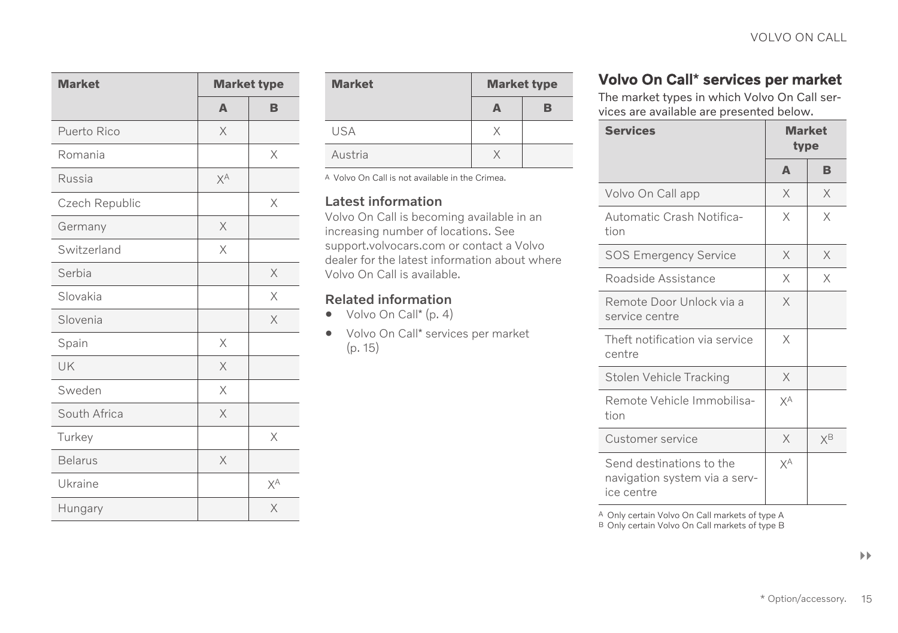| Market | Market type | |
|---|---|---|
| | A | B |
| Puerto Rico | X | |
| Romania | | X |
| Russia | X[A] | |
| Czech Republic | | X |
| Germany | X | |
| Switzerland | X | |
| Serbia | | X |
| Slovakia | | X |
| Slovenia | | X |
| Spain | X | |
| UK | X | |
| Sweden | X | |
| South Africa | X | |
| Turkey | | X |
| Belarus | X | |
| Ukraine | | X[A] |
| Hungary | | X |
| USA | X | |
| Austria | X | |

[A] Volvo On Call is not available in the Crimea.

### Latest information

Volvo On Call is becoming available in an increasing number of locations. See support.volvocars.com or contact a Volvo dealer for the latest information about where Volvo On Call is available.

### Related information

- Volvo On Call* (p. 4)
- Volvo On Call* services per market (p. 15)

## Volvo On Call* services per market

The market types in which Volvo On Call services are available are presented below.

| Services | Market type | |
|---|---|---|
| | A | B |
| Volvo On Call app | X | X |
| Automatic Crash Notification | X | X |
| SOS Emergency Service | X | X |
| Roadside Assistance | X | X |
| Remote Door Unlock via a service centre | X | |
| Theft notification via service centre | X | |
| Stolen Vehicle Tracking | X | |
| Remote Vehicle Immobilisation | X[A] | |
| Customer service | X | X[B] |
| Send destinations to the navigation system via a service centre | X[A] | |

[A] Only certain Volvo On Call markets of type A
[B] Only certain Volvo On Call markets of type B

* Option/accessory.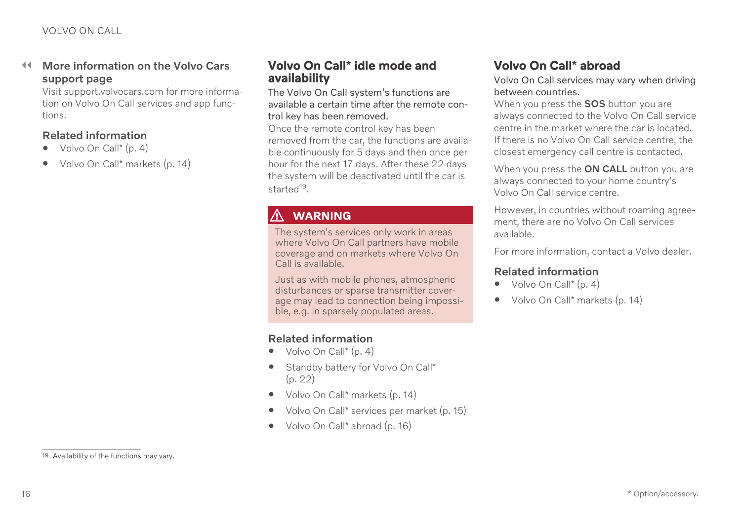### More information on the Volvo Cars support page

Visit support.volvocars.com for more information on Volvo On Call services and app functions.

#### Related information

- Volvo On Call* (p. 4)
- Volvo On Call* markets (p. 14)

## Volvo On Call* idle mode and availability

The Volvo On Call system's functions are available a certain time after the remote control key has been removed.

Once the remote control key has been removed from the car, the functions are available continuously for 5 days and then once per hour for the next 17 days. After these 22 days the system will be deactivated until the car is started[19].

> **⚠ WARNING**
>
> The system's services only work in areas where Volvo On Call partners have mobile coverage and on markets where Volvo On Call is available.
>
> Just as with mobile phones, atmospheric disturbances or sparse transmitter coverage may lead to connection being impossible, e.g. in sparsely populated areas.

#### Related information

- Volvo On Call* (p. 4)
- Standby battery for Volvo On Call* (p. 22)
- Volvo On Call* markets (p. 14)
- Volvo On Call* services per market (p. 15)
- Volvo On Call* abroad (p. 16)

[19] Availability of the functions may vary.

## Volvo On Call* abroad

Volvo On Call services may vary when driving between countries.

When you press the **SOS** button you are always connected to the Volvo On Call service centre in the market where the car is located. If there is no Volvo On Call service centre, the closest emergency call centre is contacted.

When you press the **ON CALL** button you are always connected to your home country's Volvo On Call service centre.

However, in countries without roaming agreement, there are no Volvo On Call services available.

For more information, contact a Volvo dealer.

#### Related information

- Volvo On Call* (p. 4)
- Volvo On Call* markets (p. 14)

* Option/accessory.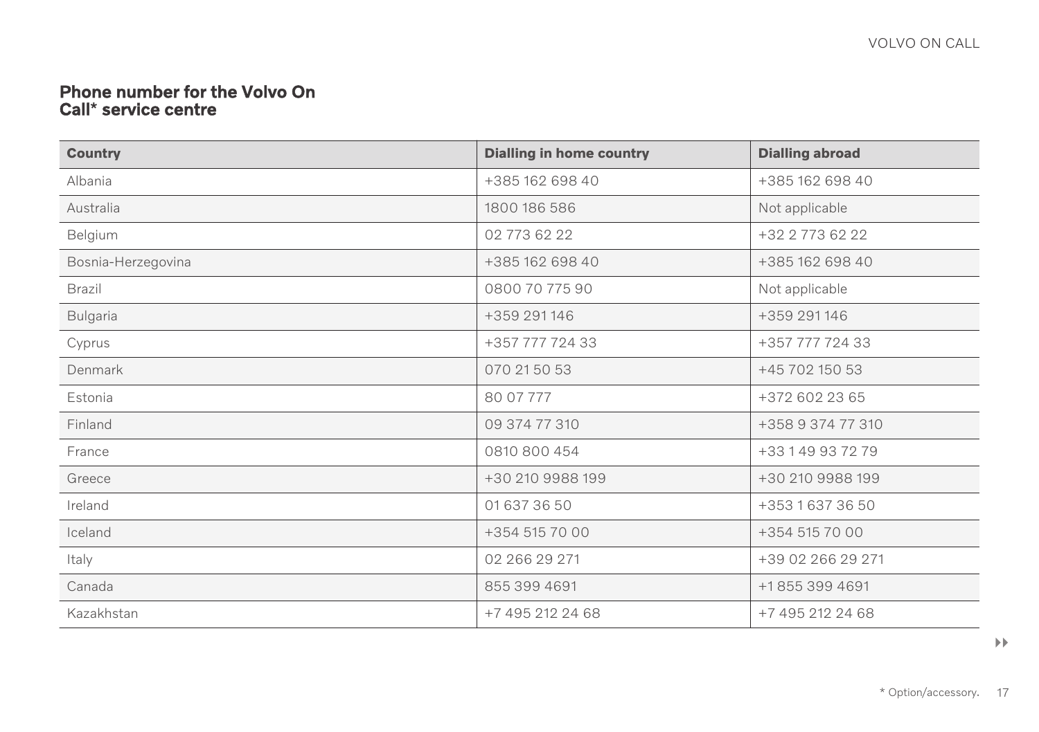## Phone number for the Volvo On Call* service centre

| Country | Dialling in home country | Dialling abroad |
| --- | --- | --- |
| Albania | +385 162 698 40 | +385 162 698 40 |
| Australia | 1800 186 586 | Not applicable |
| Belgium | 02 773 62 22 | +32 2 773 62 22 |
| Bosnia-Herzegovina | +385 162 698 40 | +385 162 698 40 |
| Brazil | 0800 70 775 90 | Not applicable |
| Bulgaria | +359 291 146 | +359 291 146 |
| Cyprus | +357 777 724 33 | +357 777 724 33 |
| Denmark | 070 21 50 53 | +45 702 150 53 |
| Estonia | 80 07 777 | +372 602 23 65 |
| Finland | 09 374 77 310 | +358 9 374 77 310 |
| France | 0810 800 454 | +33 1 49 93 72 79 |
| Greece | +30 210 9988 199 | +30 210 9988 199 |
| Ireland | 01 637 36 50 | +353 1 637 36 50 |
| Iceland | +354 515 70 00 | +354 515 70 00 |
| Italy | 02 266 29 271 | +39 02 266 29 271 |
| Canada | 855 399 4691 | +1 855 399 4691 |
| Kazakhstan | +7 495 212 24 68 | +7 495 212 24 68 |

* Option/accessory.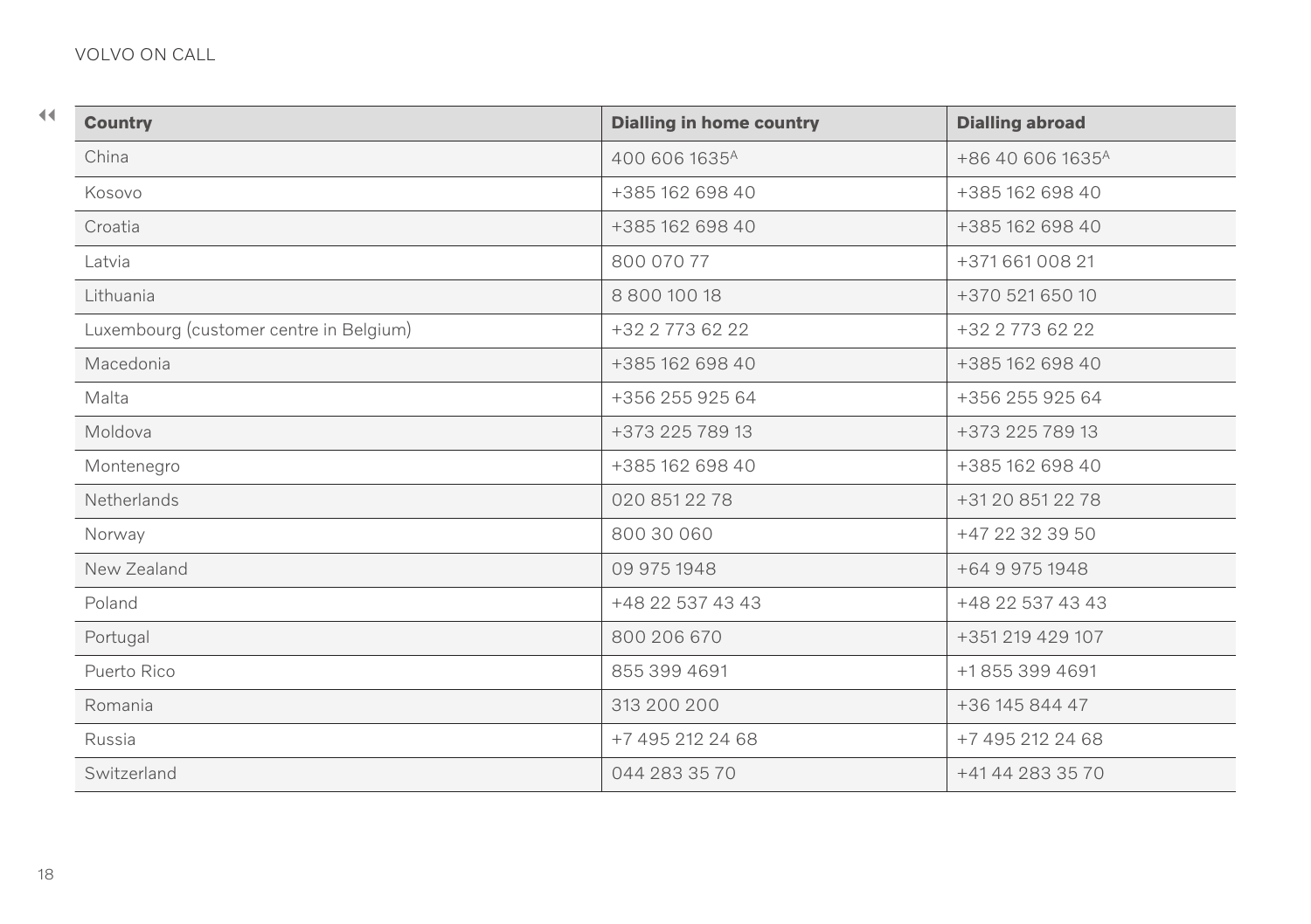| Country | Dialling in home country | Dialling abroad |
|---|---|---|
| China | 400 606 1635[A] | +86 40 606 1635[A] |
| Kosovo | +385 162 698 40 | +385 162 698 40 |
| Croatia | +385 162 698 40 | +385 162 698 40 |
| Latvia | 800 070 77 | +371 661 008 21 |
| Lithuania | 8 800 100 18 | +370 521 650 10 |
| Luxembourg (customer centre in Belgium) | +32 2 773 62 22 | +32 2 773 62 22 |
| Macedonia | +385 162 698 40 | +385 162 698 40 |
| Malta | +356 255 925 64 | +356 255 925 64 |
| Moldova | +373 225 789 13 | +373 225 789 13 |
| Montenegro | +385 162 698 40 | +385 162 698 40 |
| Netherlands | 020 851 22 78 | +31 20 851 22 78 |
| Norway | 800 30 060 | +47 22 32 39 50 |
| New Zealand | 09 975 1948 | +64 9 975 1948 |
| Poland | +48 22 537 43 43 | +48 22 537 43 43 |
| Portugal | 800 206 670 | +351 219 429 107 |
| Puerto Rico | 855 399 4691 | +1 855 399 4691 |
| Romania | 313 200 200 | +36 145 844 47 |
| Russia | +7 495 212 24 68 | +7 495 212 24 68 |
| Switzerland | 044 283 35 70 | +41 44 283 35 70 |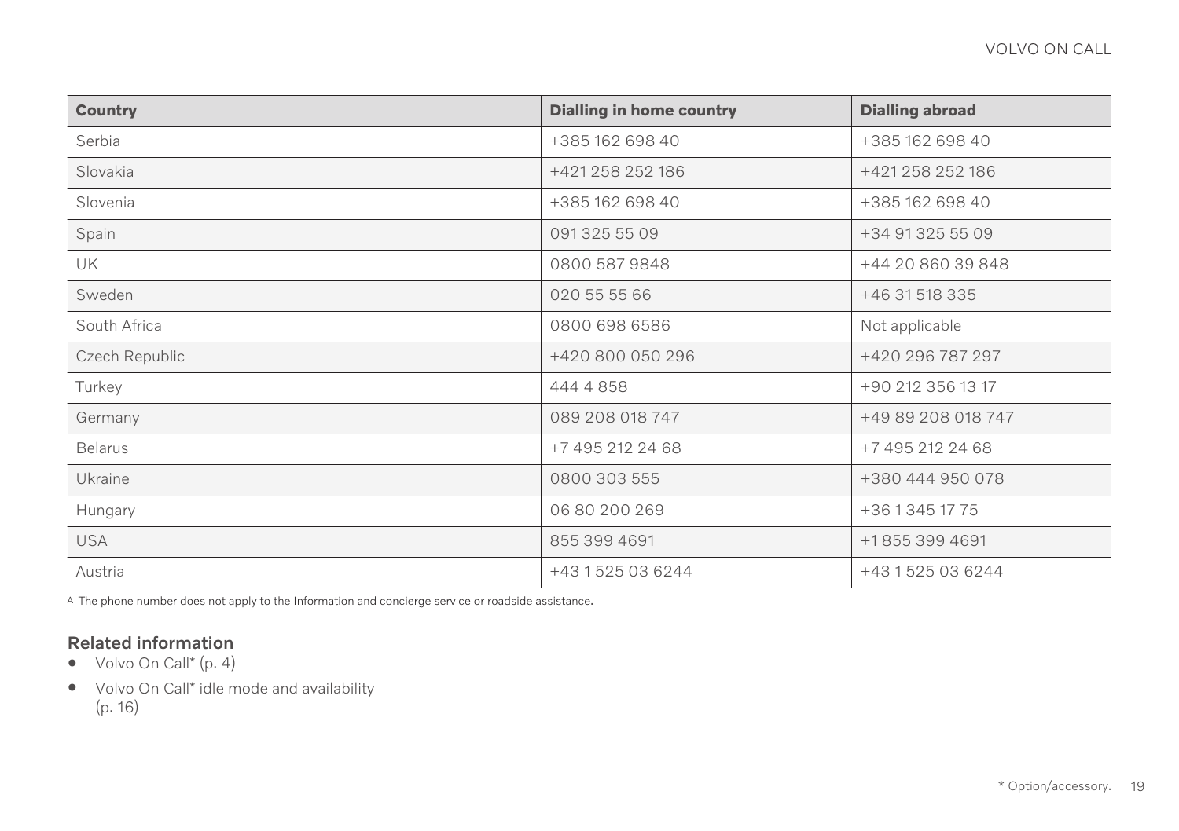| Country | Dialling in home country | Dialling abroad |
| --- | --- | --- |
| Serbia | +385 162 698 40 | +385 162 698 40 |
| Slovakia | +421 258 252 186 | +421 258 252 186 |
| Slovenia | +385 162 698 40 | +385 162 698 40 |
| Spain | 091 325 55 09 | +34 91 325 55 09 |
| UK | 0800 587 9848 | +44 20 860 39 848 |
| Sweden | 020 55 55 66 | +46 31 518 335 |
| South Africa | 0800 698 6586 | Not applicable |
| Czech Republic | +420 800 050 296 | +420 296 787 297 |
| Turkey | 444 4 858 | +90 212 356 13 17 |
| Germany | 089 208 018 747 | +49 89 208 018 747 |
| Belarus | +7 495 212 24 68 | +7 495 212 24 68 |
| Ukraine | 0800 303 555 | +380 444 950 078 |
| Hungary | 06 80 200 269 | +36 1 345 17 75 |
| USA | 855 399 4691 | +1 855 399 4691 |
| Austria | +43 1 525 03 6244 | +43 1 525 03 6244 |

A The phone number does not apply to the Information and concierge service or roadside assistance.

### Related information

- Volvo On Call* (p. 4)
- Volvo On Call* idle mode and availability (p. 16)

* Option/accessory.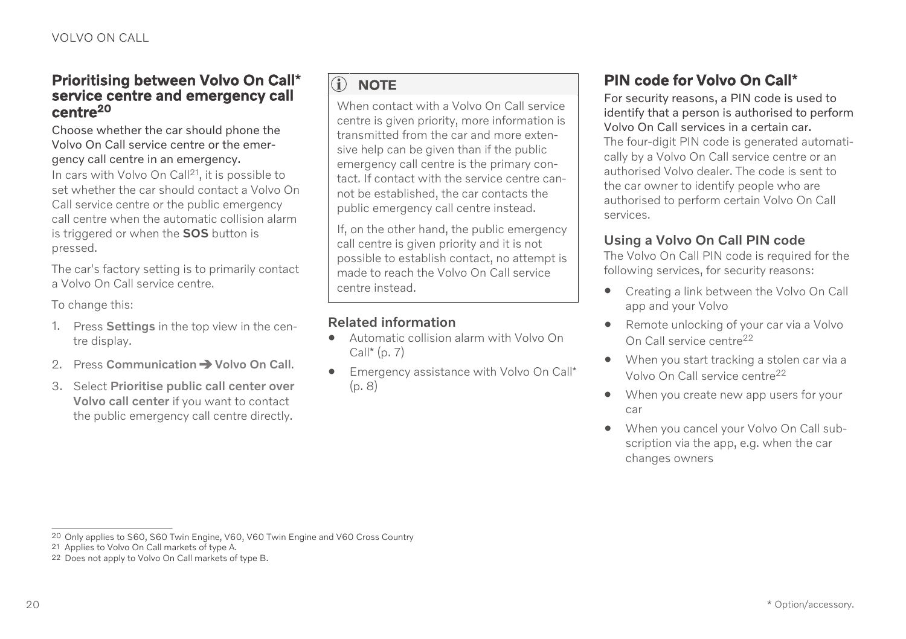## Prioritising between Volvo On Call* service centre and emergency call centre[20]

**Choose whether the car should phone the Volvo On Call service centre or the emergency call centre in an emergency.**

In cars with Volvo On Call[21], it is possible to set whether the car should contact a Volvo On Call service centre or the public emergency call centre when the automatic collision alarm is triggered or when the **SOS** button is pressed.

The car's factory setting is to primarily contact a Volvo On Call service centre.

To change this:

1. Press **Settings** in the top view in the centre display.
2. Press **Communication** ➔ **Volvo On Call**.
3. Select **Prioritise public call center over Volvo call center** if you want to contact the public emergency call centre directly.

> **NOTE**
>
> When contact with a Volvo On Call service centre is given priority, more information is transmitted from the car and more extensive help can be given than if the public emergency call centre is the primary contact. If contact with the service centre cannot be established, the car contacts the public emergency call centre instead.
>
> If, on the other hand, the public emergency call centre is given priority and it is not possible to establish contact, no attempt is made to reach the Volvo On Call service centre instead.

### Related information

- Automatic collision alarm with Volvo On Call* (p. 7)
- Emergency assistance with Volvo On Call* (p. 8)

## PIN code for Volvo On Call*

**For security reasons, a PIN code is used to identify that a person is authorised to perform Volvo On Call services in a certain car.**

The four-digit PIN code is generated automatically by a Volvo On Call service centre or an authorised Volvo dealer. The code is sent to the car owner to identify people who are authorised to perform certain Volvo On Call services.

### Using a Volvo On Call PIN code

The Volvo On Call PIN code is required for the following services, for security reasons:

- Creating a link between the Volvo On Call app and your Volvo
- Remote unlocking of your car via a Volvo On Call service centre[22]
- When you start tracking a stolen car via a Volvo On Call service centre[22]
- When you create new app users for your car
- When you cancel your Volvo On Call subscription via the app, e.g. when the car changes owners

---

[20] Only applies to S60, S60 Twin Engine, V60, V60 Twin Engine and V60 Cross Country

[21] Applies to Volvo On Call markets of type A.

[22] Does not apply to Volvo On Call markets of type B.

* Option/accessory.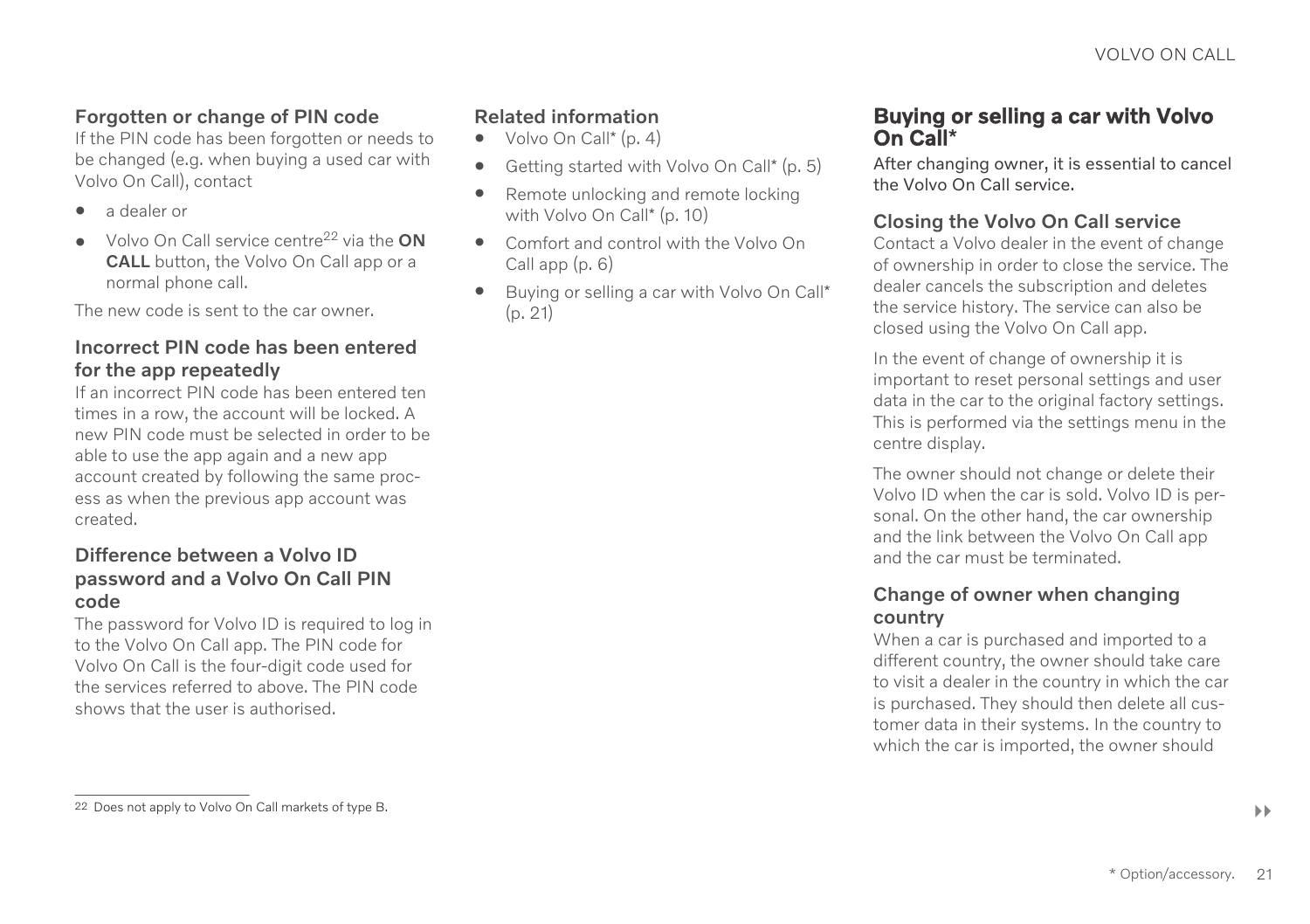### Forgotten or change of PIN code

If the PIN code has been forgotten or needs to be changed (e.g. when buying a used car with Volvo On Call), contact

- a dealer or
- Volvo On Call service centre[22] via the **ON CALL** button, the Volvo On Call app or a normal phone call.

The new code is sent to the car owner.

### Incorrect PIN code has been entered for the app repeatedly

If an incorrect PIN code has been entered ten times in a row, the account will be locked. A new PIN code must be selected in order to be able to use the app again and a new app account created by following the same process as when the previous app account was created.

### Difference between a Volvo ID password and a Volvo On Call PIN code

The password for Volvo ID is required to log in to the Volvo On Call app. The PIN code for Volvo On Call is the four-digit code used for the services referred to above. The PIN code shows that the user is authorised.

### Related information

- Volvo On Call* (p. 4)
- Getting started with Volvo On Call* (p. 5)
- Remote unlocking and remote locking with Volvo On Call* (p. 10)
- Comfort and control with the Volvo On Call app (p. 6)
- Buying or selling a car with Volvo On Call* (p. 21)

## Buying or selling a car with Volvo On Call*

After changing owner, it is essential to cancel the Volvo On Call service.

### Closing the Volvo On Call service

Contact a Volvo dealer in the event of change of ownership in order to close the service. The dealer cancels the subscription and deletes the service history. The service can also be closed using the Volvo On Call app.

In the event of change of ownership it is important to reset personal settings and user data in the car to the original factory settings. This is performed via the settings menu in the centre display.

The owner should not change or delete their Volvo ID when the car is sold. Volvo ID is personal. On the other hand, the car ownership and the link between the Volvo On Call app and the car must be terminated.

### Change of owner when changing country

When a car is purchased and imported to a different country, the owner should take care to visit a dealer in the country in which the car is purchased. They should then delete all customer data in their systems. In the country to which the car is imported, the owner should

[22] Does not apply to Volvo On Call markets of type B.

* Option/accessory.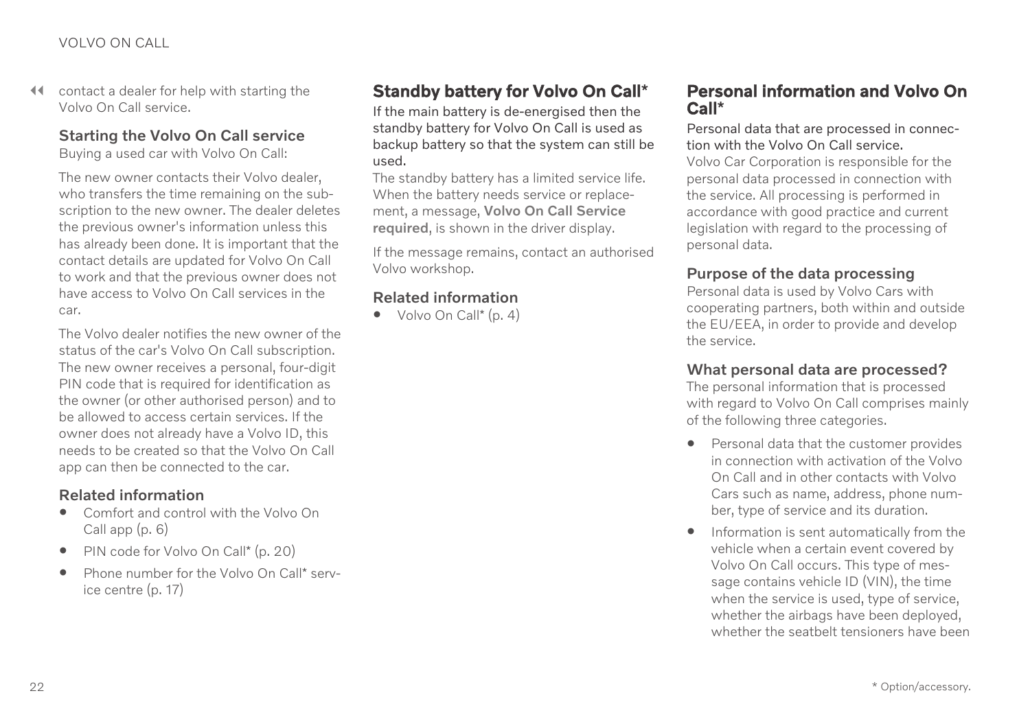contact a dealer for help with starting the Volvo On Call service.

### Starting the Volvo On Call service

Buying a used car with Volvo On Call:

The new owner contacts their Volvo dealer, who transfers the time remaining on the subscription to the new owner. The dealer deletes the previous owner's information unless this has already been done. It is important that the contact details are updated for Volvo On Call to work and that the previous owner does not have access to Volvo On Call services in the car.

The Volvo dealer notifies the new owner of the status of the car's Volvo On Call subscription. The new owner receives a personal, four-digit PIN code that is required for identification as the owner (or other authorised person) and to be allowed to access certain services. If the owner does not already have a Volvo ID, this needs to be created so that the Volvo On Call app can then be connected to the car.

### Related information

- Comfort and control with the Volvo On Call app (p. 6)
- PIN code for Volvo On Call* (p. 20)
- Phone number for the Volvo On Call* service centre (p. 17)

## Standby battery for Volvo On Call*

If the main battery is de-energised then the standby battery for Volvo On Call is used as backup battery so that the system can still be used.

The standby battery has a limited service life. When the battery needs service or replacement, a message, **Volvo On Call Service required**, is shown in the driver display.

If the message remains, contact an authorised Volvo workshop.

### Related information

- Volvo On Call* (p. 4)

## Personal information and Volvo On Call*

Personal data that are processed in connection with the Volvo On Call service.

Volvo Car Corporation is responsible for the personal data processed in connection with the service. All processing is performed in accordance with good practice and current legislation with regard to the processing of personal data.

### Purpose of the data processing

Personal data is used by Volvo Cars with cooperating partners, both within and outside the EU/EEA, in order to provide and develop the service.

### What personal data are processed?

The personal information that is processed with regard to Volvo On Call comprises mainly of the following three categories.

- Personal data that the customer provides in connection with activation of the Volvo On Call and in other contacts with Volvo Cars such as name, address, phone number, type of service and its duration.
- Information is sent automatically from the vehicle when a certain event covered by Volvo On Call occurs. This type of message contains vehicle ID (VIN), the time when the service is used, type of service, whether the airbags have been deployed, whether the seatbelt tensioners have been

* Option/accessory.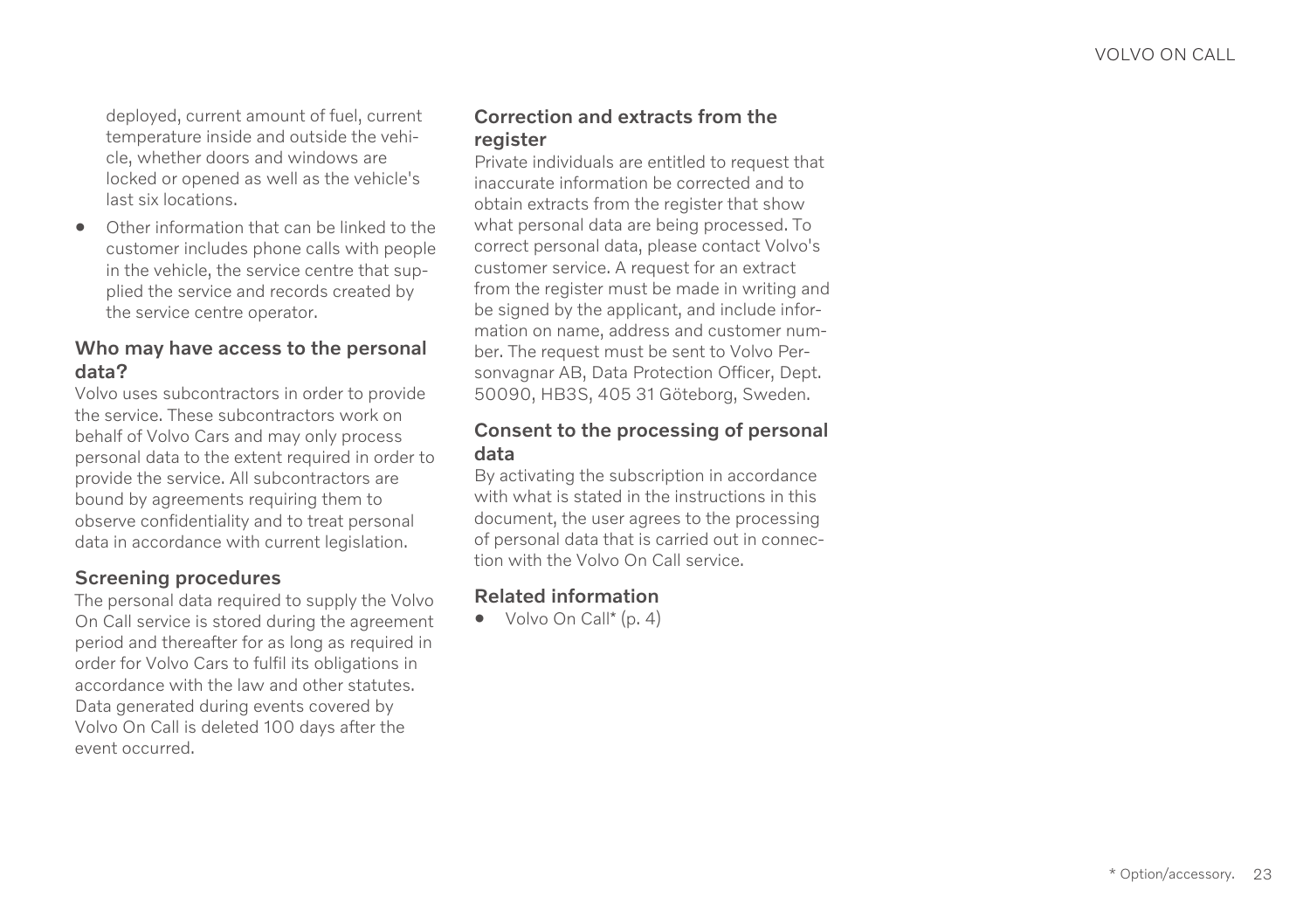deployed, current amount of fuel, current temperature inside and outside the vehicle, whether doors and windows are locked or opened as well as the vehicle's last six locations.

- Other information that can be linked to the customer includes phone calls with people in the vehicle, the service centre that supplied the service and records created by the service centre operator.

### Who may have access to the personal data?

Volvo uses subcontractors in order to provide the service. These subcontractors work on behalf of Volvo Cars and may only process personal data to the extent required in order to provide the service. All subcontractors are bound by agreements requiring them to observe confidentiality and to treat personal data in accordance with current legislation.

### Screening procedures

The personal data required to supply the Volvo On Call service is stored during the agreement period and thereafter for as long as required in order for Volvo Cars to fulfil its obligations in accordance with the law and other statutes. Data generated during events covered by Volvo On Call is deleted 100 days after the event occurred.

### Correction and extracts from the register

Private individuals are entitled to request that inaccurate information be corrected and to obtain extracts from the register that show what personal data are being processed. To correct personal data, please contact Volvo's customer service. A request for an extract from the register must be made in writing and be signed by the applicant, and include information on name, address and customer number. The request must be sent to Volvo Personvagnar AB, Data Protection Officer, Dept. 50090, HB3S, 405 31 Göteborg, Sweden.

### Consent to the processing of personal data

By activating the subscription in accordance with what is stated in the instructions in this document, the user agrees to the processing of personal data that is carried out in connection with the Volvo On Call service.

### Related information

- Volvo On Call* (p. 4)

* Option/accessory.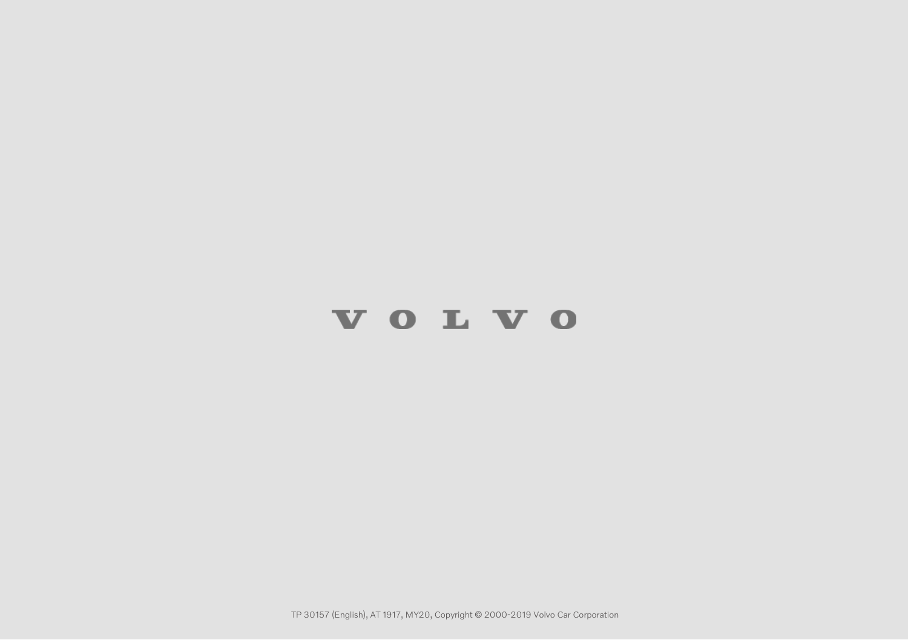VOLVO

TP 30157 (English), AT 1917, MY20, Copyright © 2000-2019 Volvo Car Corporation